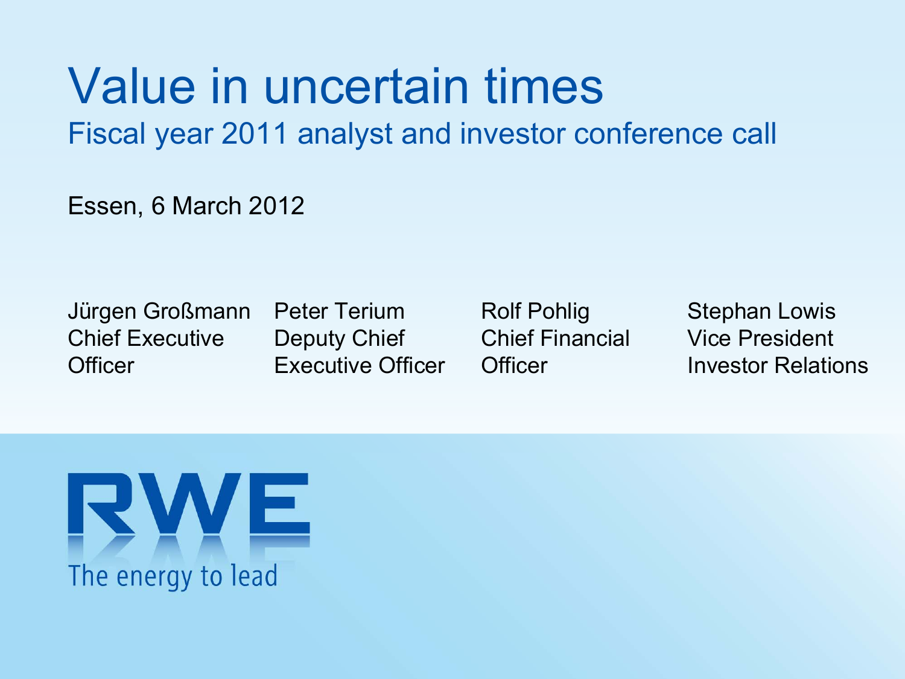# Value in uncertain times

## Fiscal year 2011 analyst and investor conference call

Essen, 6 March 2012

Jürgen Großmann
Chief Executive Officer

Peter Terium
Deputy Chief Executive Officer

Rolf Pohlig
Chief Financial Officer

Stephan Lowis
Vice President Investor Relations

RWE

The energy to lead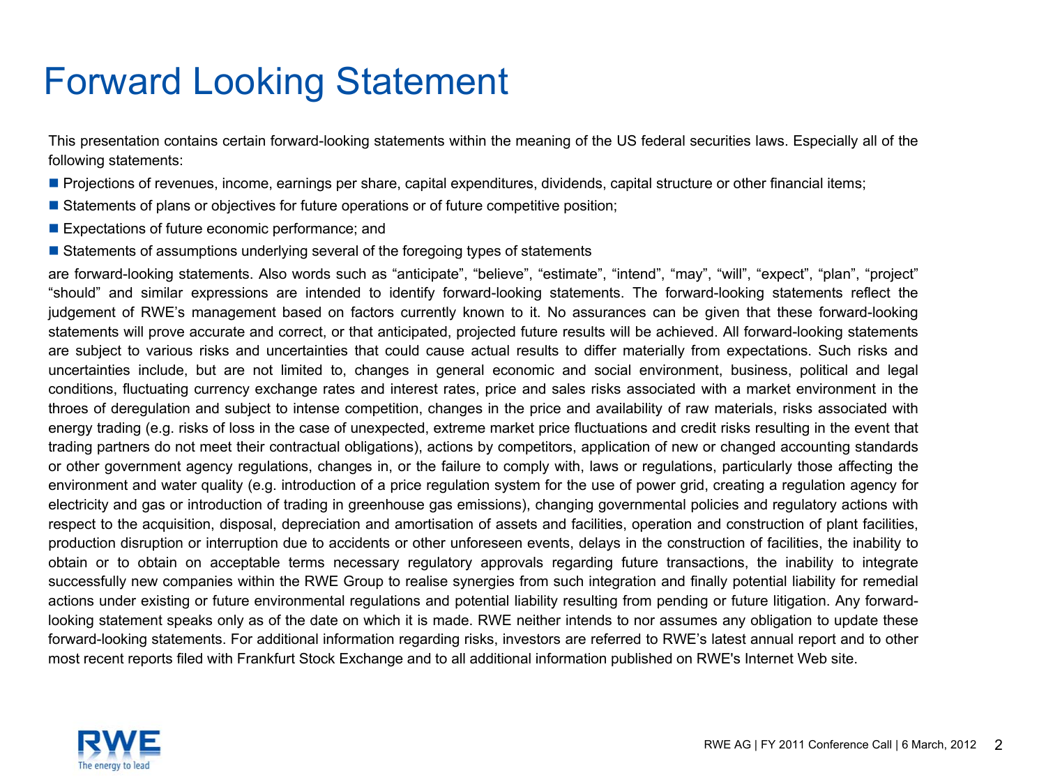# Forward Looking Statement

This presentation contains certain forward-looking statements within the meaning of the US federal securities laws. Especially all of the following statements:

- Projections of revenues, income, earnings per share, capital expenditures, dividends, capital structure or other financial items;
- Statements of plans or objectives for future operations or of future competitive position;
- Expectations of future economic performance; and
- Statements of assumptions underlying several of the foregoing types of statements

are forward-looking statements. Also words such as “anticipate”, “believe”, “estimate”, “intend”, “may”, “will”, “expect”, “plan”, “project” “should” and similar expressions are intended to identify forward-looking statements. The forward-looking statements reflect the judgement of RWE’s management based on factors currently known to it. No assurances can be given that these forward-looking statements will prove accurate and correct, or that anticipated, projected future results will be achieved. All forward-looking statements are subject to various risks and uncertainties that could cause actual results to differ materially from expectations. Such risks and uncertainties include, but are not limited to, changes in general economic and social environment, business, political and legal conditions, fluctuating currency exchange rates and interest rates, price and sales risks associated with a market environment in the throes of deregulation and subject to intense competition, changes in the price and availability of raw materials, risks associated with energy trading (e.g. risks of loss in the case of unexpected, extreme market price fluctuations and credit risks resulting in the event that trading partners do not meet their contractual obligations), actions by competitors, application of new or changed accounting standards or other government agency regulations, changes in, or the failure to comply with, laws or regulations, particularly those affecting the environment and water quality (e.g. introduction of a price regulation system for the use of power grid, creating a regulation agency for electricity and gas or introduction of trading in greenhouse gas emissions), changing governmental policies and regulatory actions with respect to the acquisition, disposal, depreciation and amortisation of assets and facilities, operation and construction of plant facilities, production disruption or interruption due to accidents or other unforeseen events, delays in the construction of facilities, the inability to obtain or to obtain on acceptable terms necessary regulatory approvals regarding future transactions, the inability to integrate successfully new companies within the RWE Group to realise synergies from such integration and finally potential liability for remedial actions under existing or future environmental regulations and potential liability resulting from pending or future litigation. Any forward-looking statement speaks only as of the date on which it is made. RWE neither intends to nor assumes any obligation to update these forward-looking statements. For additional information regarding risks, investors are referred to RWE’s latest annual report and to other most recent reports filed with Frankfurt Stock Exchange and to all additional information published on RWE's Internet Web site.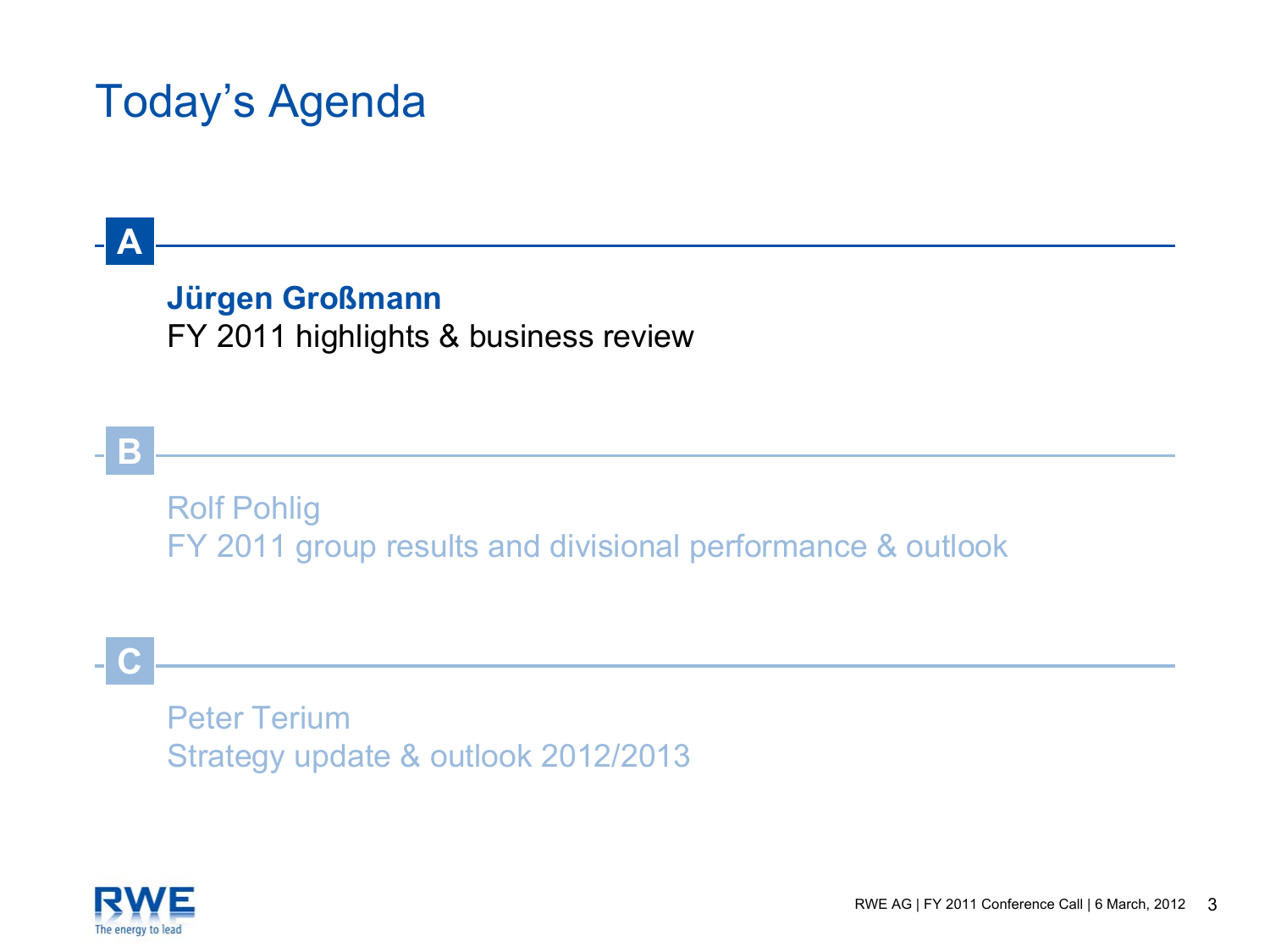# Today's Agenda

**A**

**Jürgen Großmann**
FY 2011 highlights & business review

**B**

Rolf Pohlig
FY 2011 group results and divisional performance & outlook

**C**

Peter Terium
Strategy update & outlook 2012/2013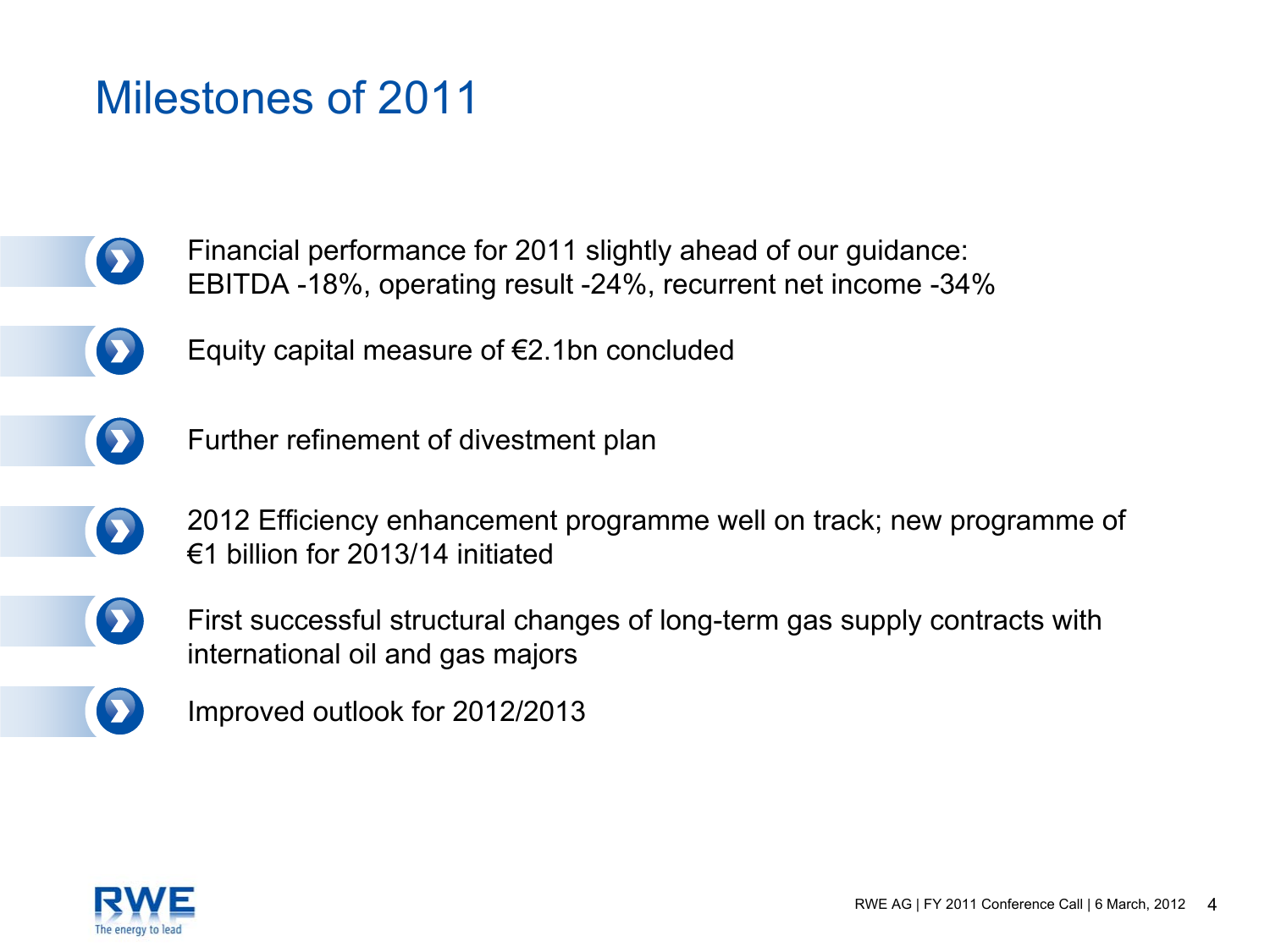# Milestones of 2011

- Financial performance for 2011 slightly ahead of our guidance: EBITDA -18%, operating result -24%, recurrent net income -34%
- Equity capital measure of €2.1bn concluded
- Further refinement of divestment plan
- 2012 Efficiency enhancement programme well on track; new programme of €1 billion for 2013/14 initiated
- First successful structural changes of long-term gas supply contracts with international oil and gas majors
- Improved outlook for 2012/2013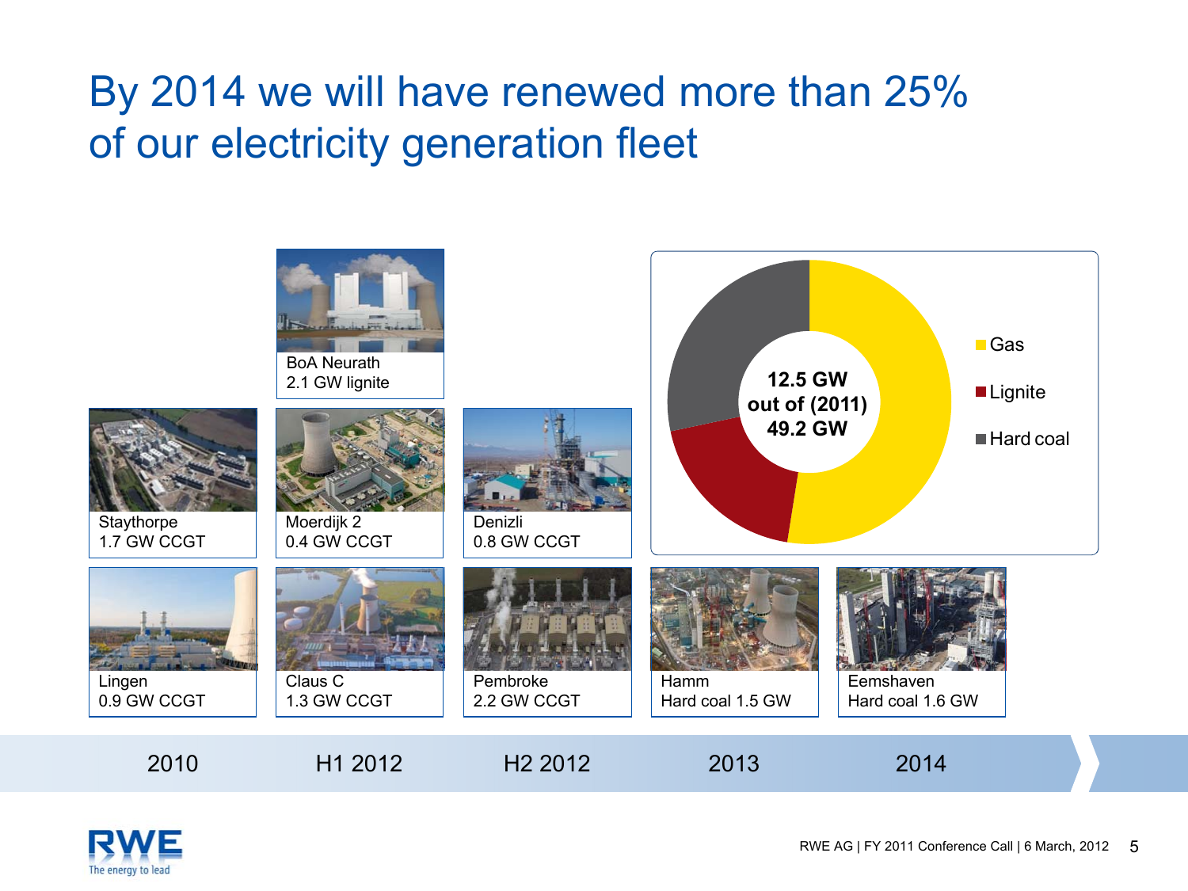# By 2014 we will have renewed more than 25% of our electricity generation fleet

| 2010 | H1 2012 | H2 2012 | 2013 | 2014 |
|---|---|---|---|---|
| | BoA Neurath 2.1 GW lignite | | | |
| Staythorpe 1.7 GW CCGT | Moerdijk 2 0.4 GW CCGT | Denizli 0.8 GW CCGT | | |
| Lingen 0.9 GW CCGT | Claus C 1.3 GW CCGT | Pembroke 2.2 GW CCGT | Hamm Hard coal 1.5 GW | Eemshaven Hard coal 1.6 GW |

**12.5 GW out of (2011) 49.2 GW**

- Gas
- Lignite
- Hard coal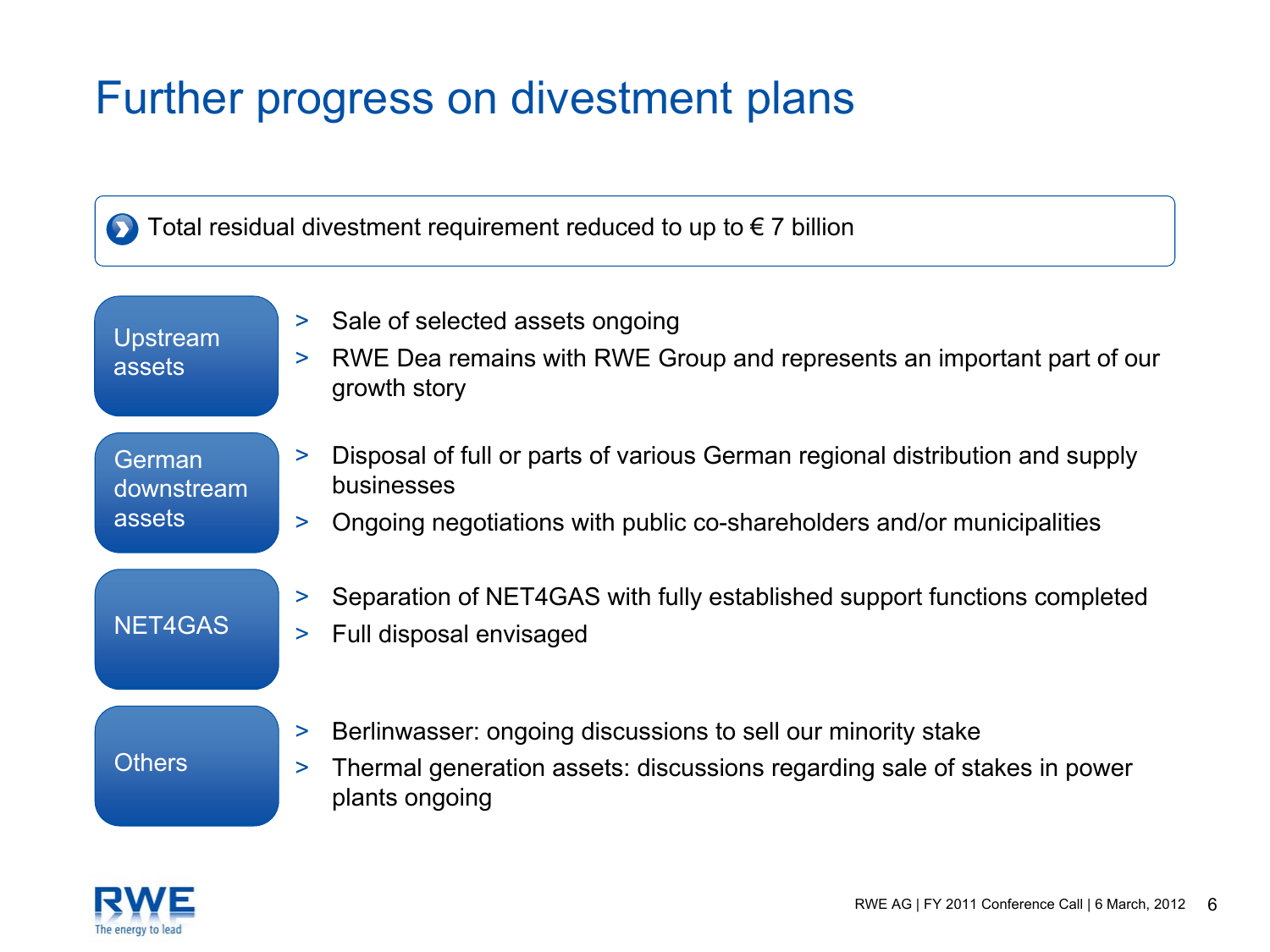# Further progress on divestment plans

Total residual divestment requirement reduced to up to € 7 billion

**Upstream assets**

- Sale of selected assets ongoing
- RWE Dea remains with RWE Group and represents an important part of our growth story

**German downstream assets**

- Disposal of full or parts of various German regional distribution and supply businesses
- Ongoing negotiations with public co-shareholders and/or municipalities

**NET4GAS**

- Separation of NET4GAS with fully established support functions completed
- Full disposal envisaged

**Others**

- Berlinwasser: ongoing discussions to sell our minority stake
- Thermal generation assets: discussions regarding sale of stakes in power plants ongoing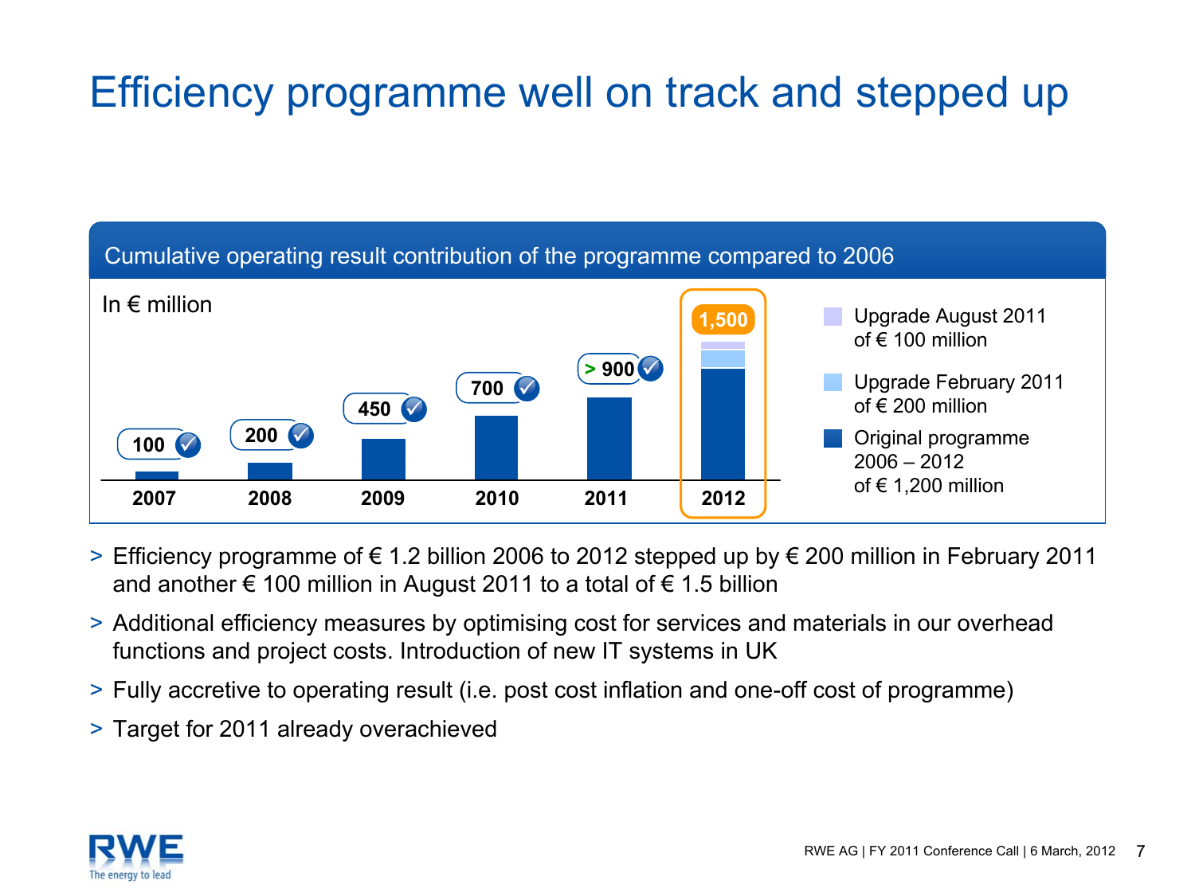# Efficiency programme well on track and stepped up

**Cumulative operating result contribution of the programme compared to 2006**

In € million

| Year | Value |
|---|---|
| 2007 | 100 ✓ |
| 2008 | 200 ✓ |
| 2009 | 450 ✓ |
| 2010 | 700 ✓ |
| 2011 | > 900 ✓ |
| 2012 | 1,500 |

- Upgrade August 2011 of € 100 million
- Upgrade February 2011 of € 200 million
- Original programme 2006 – 2012 of € 1,200 million

> Efficiency programme of € 1.2 billion 2006 to 2012 stepped up by € 200 million in February 2011 and another € 100 million in August 2011 to a total of € 1.5 billion

> Additional efficiency measures by optimising cost for services and materials in our overhead functions and project costs. Introduction of new IT systems in UK

> Fully accretive to operating result (i.e. post cost inflation and one-off cost of programme)

> Target for 2011 already overachieved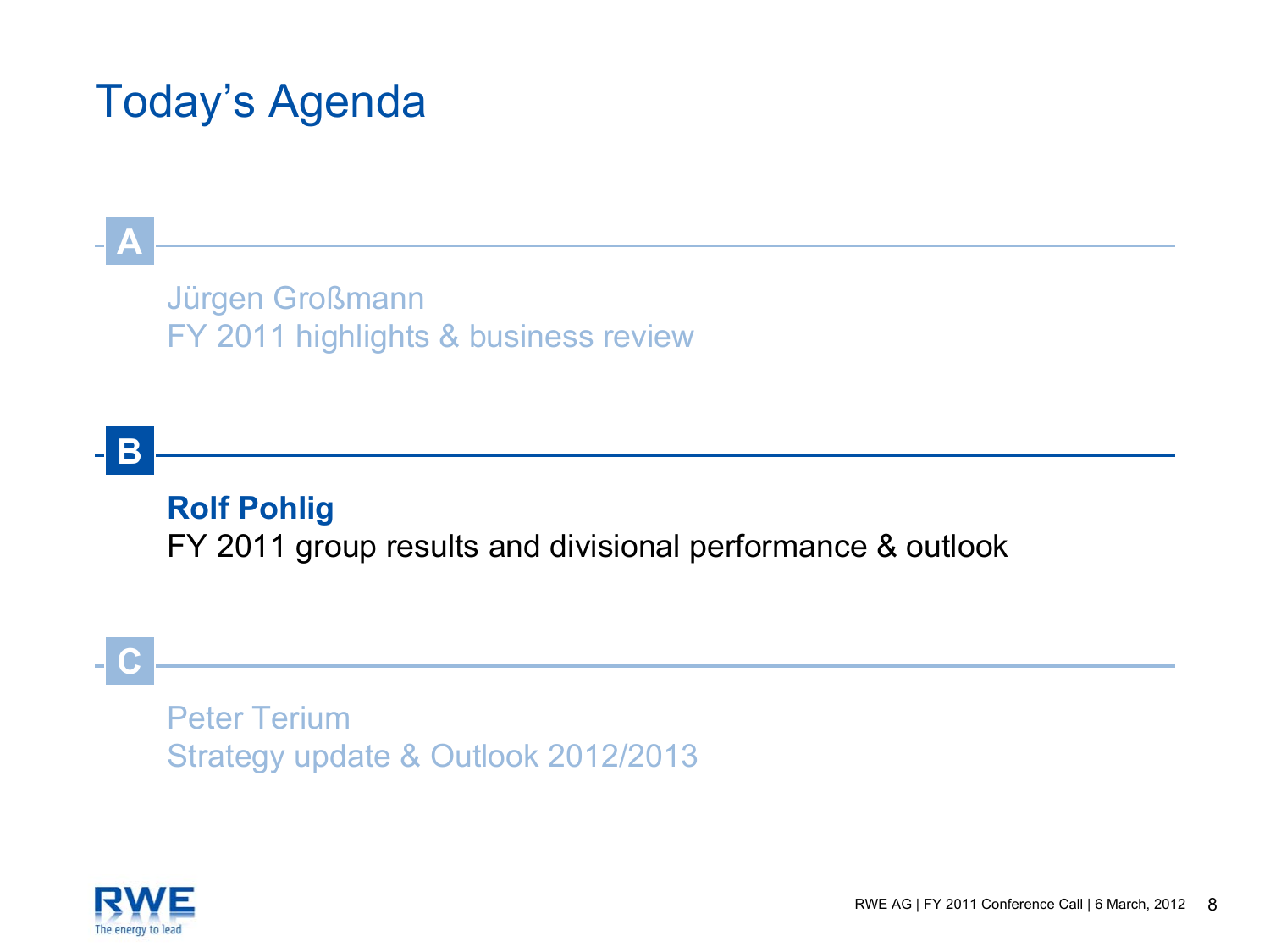# Today's Agenda

**A**

Jürgen Großmann
FY 2011 highlights & business review

**B**

**Rolf Pohlig**
FY 2011 group results and divisional performance & outlook

**C**

Peter Terium
Strategy update & Outlook 2012/2013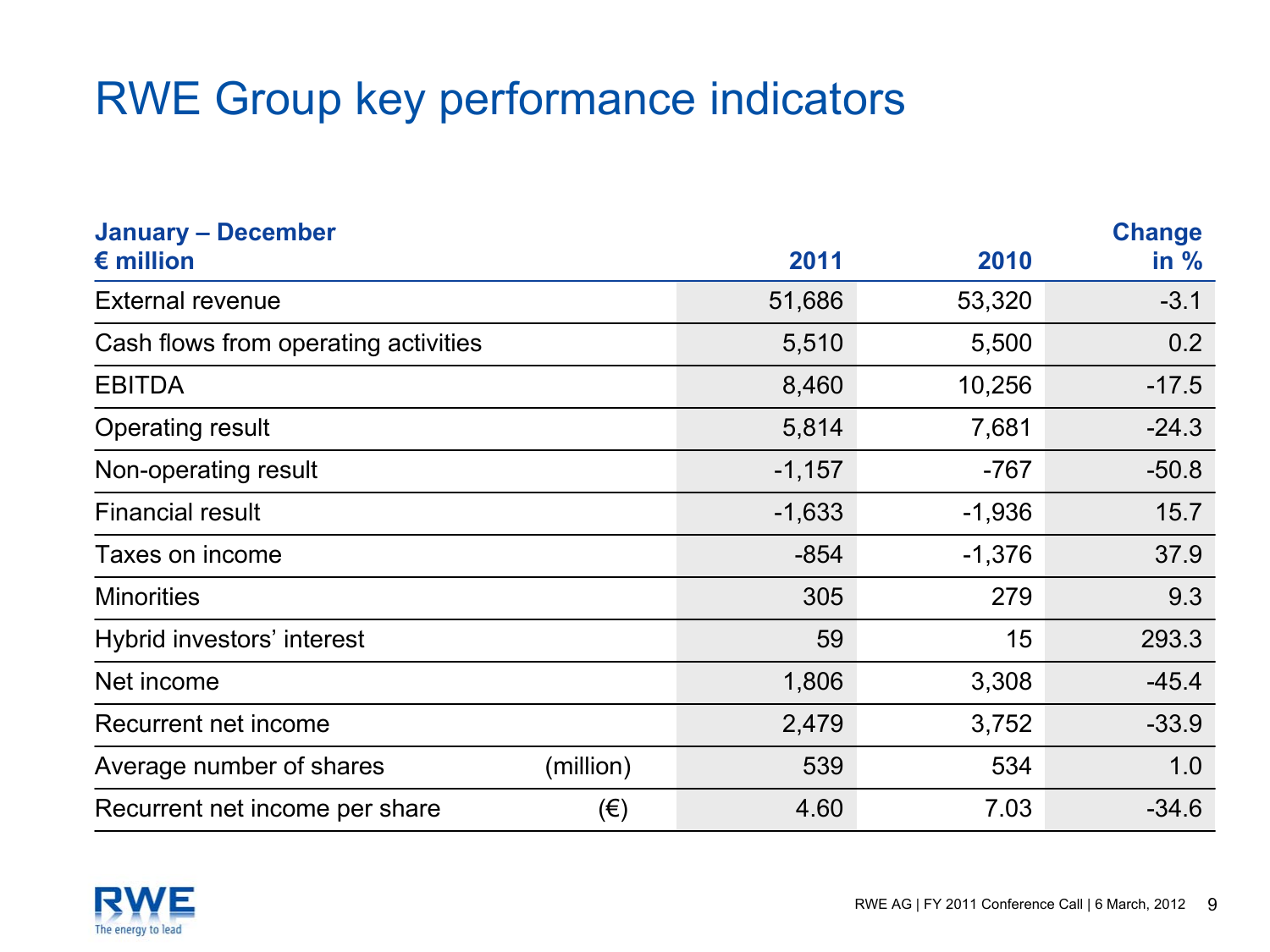# RWE Group key performance indicators

| January – December<br>€ million | | 2011 | 2010 | Change in % |
|---|---|---|---|---|
| External revenue | | 51,686 | 53,320 | -3.1 |
| Cash flows from operating activities | | 5,510 | 5,500 | 0.2 |
| EBITDA | | 8,460 | 10,256 | -17.5 |
| Operating result | | 5,814 | 7,681 | -24.3 |
| Non-operating result | | -1,157 | -767 | -50.8 |
| Financial result | | -1,633 | -1,936 | 15.7 |
| Taxes on income | | -854 | -1,376 | 37.9 |
| Minorities | | 305 | 279 | 9.3 |
| Hybrid investors' interest | | 59 | 15 | 293.3 |
| Net income | | 1,806 | 3,308 | -45.4 |
| Recurrent net income | | 2,479 | 3,752 | -33.9 |
| Average number of shares | (million) | 539 | 534 | 1.0 |
| Recurrent net income per share | (€) | 4.60 | 7.03 | -34.6 |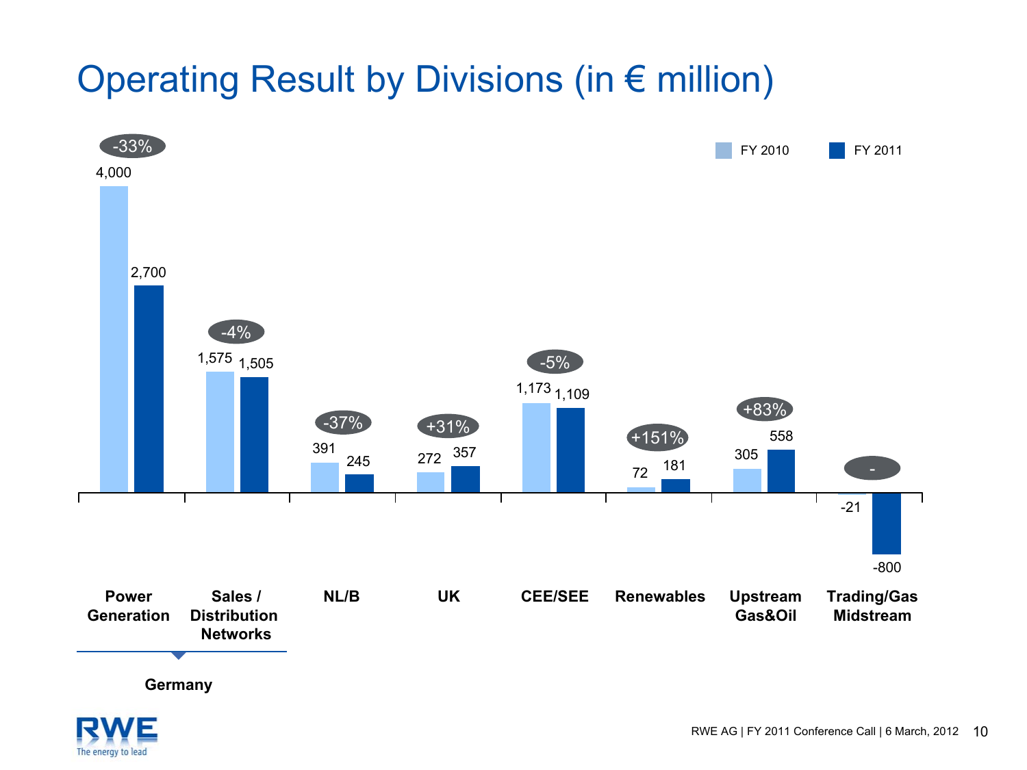# Operating Result by Divisions (in € million)

| Division | FY 2010 | FY 2011 | Change |
| --- | --- | --- | --- |
| Power Generation (Germany) | 4,000 | 2,700 | -33% |
| Sales / Distribution Networks (Germany) | 1,575 | 1,505 | -4% |
| NL/B | 391 | 245 | -37% |
| UK | 272 | 357 | +31% |
| CEE/SEE | 1,173 | 1,109 | -5% |
| Renewables | 72 | 181 | +151% |
| Upstream Gas&Oil | 305 | 558 | +83% |
| Trading/Gas Midstream | -21 | -800 | - |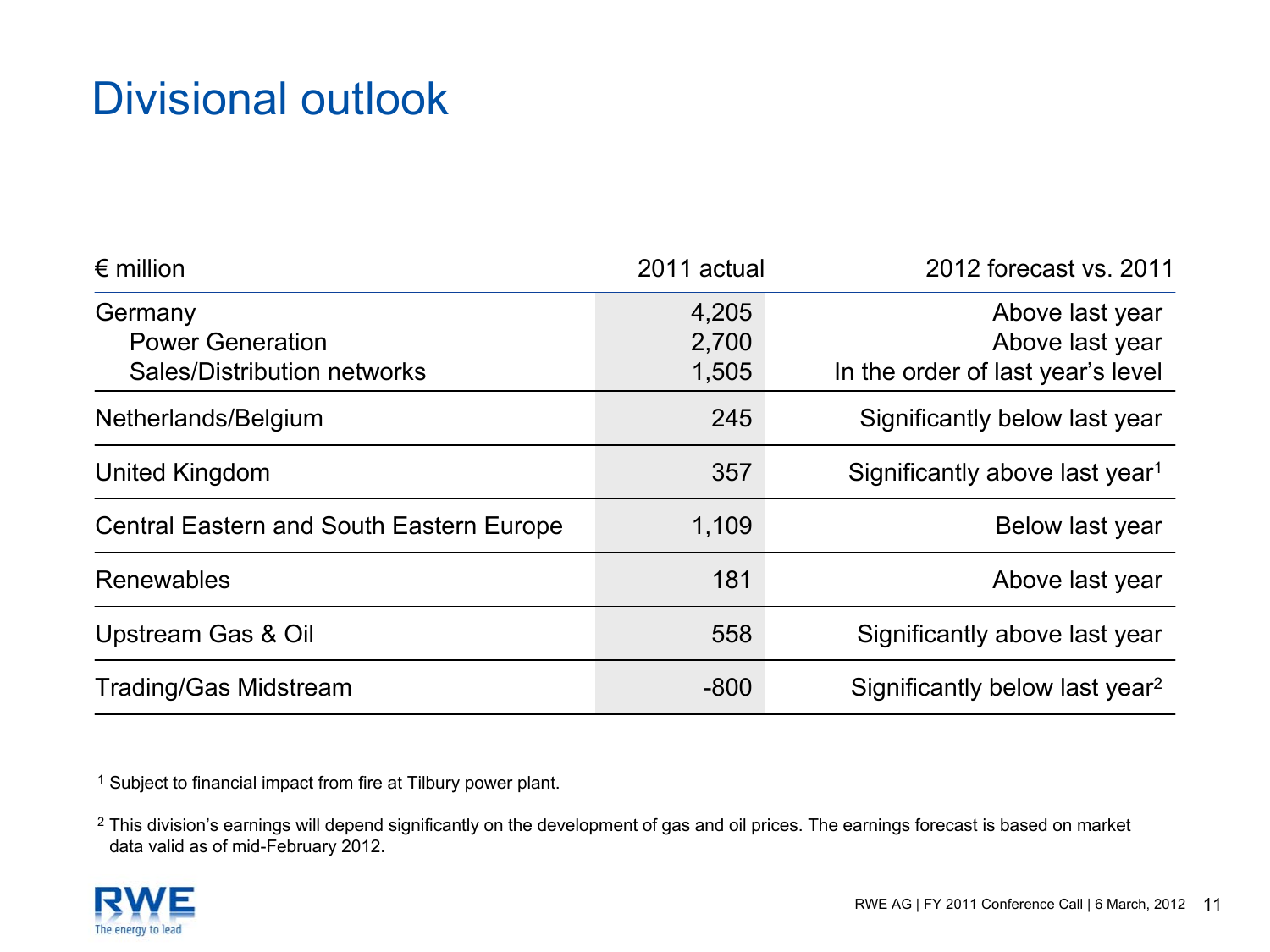# Divisional outlook

| € million | 2011 actual | 2012 forecast vs. 2011 |
|---|---|---|
| Germany | 4,205 | Above last year |
| Power Generation | 2,700 | Above last year |
| Sales/Distribution networks | 1,505 | In the order of last year's level |
| Netherlands/Belgium | 245 | Significantly below last year |
| United Kingdom | 357 | Significantly above last year[1] |
| Central Eastern and South Eastern Europe | 1,109 | Below last year |
| Renewables | 181 | Above last year |
| Upstream Gas & Oil | 558 | Significantly above last year |
| Trading/Gas Midstream | -800 | Significantly below last year[2] |

[1] Subject to financial impact from fire at Tilbury power plant.

[2] This division's earnings will depend significantly on the development of gas and oil prices. The earnings forecast is based on market data valid as of mid-February 2012.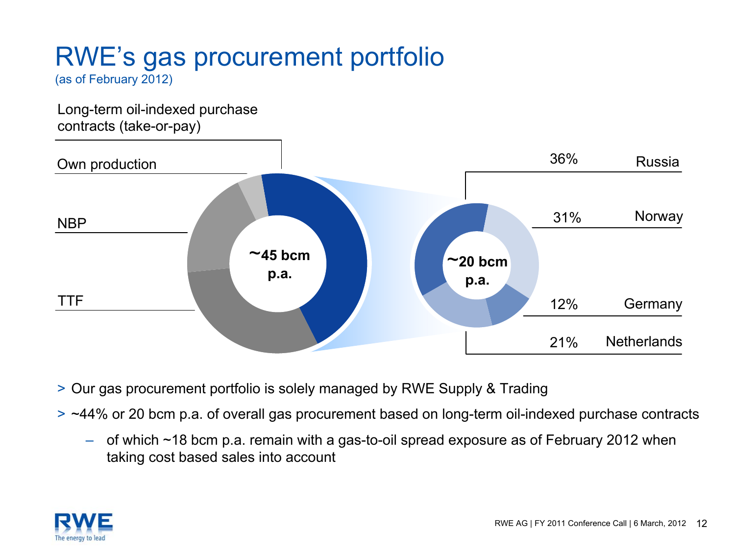# RWE's gas procurement portfolio

(as of February 2012)

Long-term oil-indexed purchase contracts (take-or-pay)

Own production

NBP

TTF

~45 bcm p.a.

~20 bcm p.a.

| Share | Country |
|---|---|
| 36% | Russia |
| 31% | Norway |
| 12% | Germany |
| 21% | Netherlands |

- Our gas procurement portfolio is solely managed by RWE Supply & Trading
- ~44% or 20 bcm p.a. of overall gas procurement based on long-term oil-indexed purchase contracts
  - of which ~18 bcm p.a. remain with a gas-to-oil spread exposure as of February 2012 when taking cost based sales into account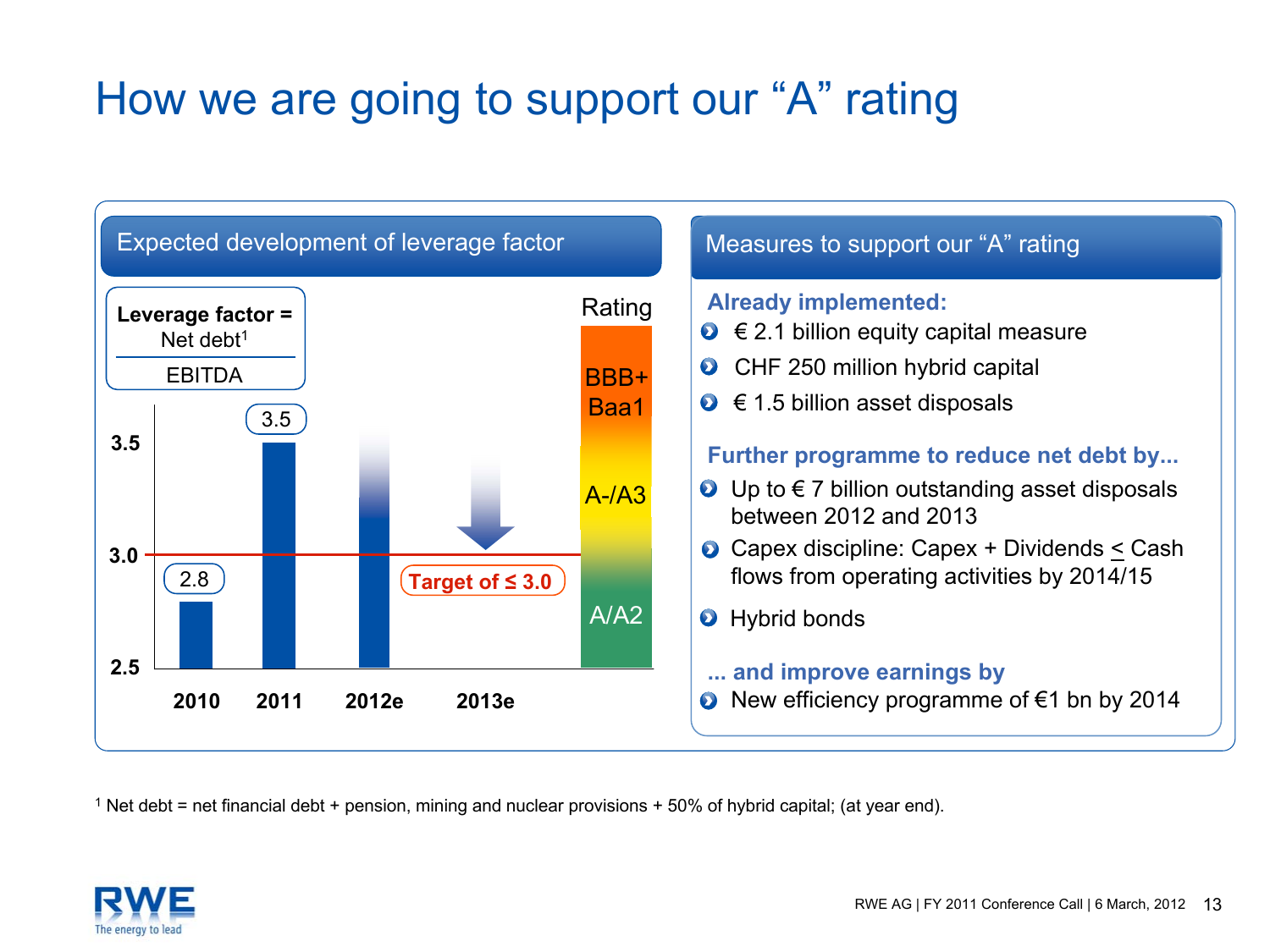# How we are going to support our "A" rating

## Expected development of leverage factor

**Leverage factor =** Net debt[1] / EBITDA

| Year | Leverage factor |
|---|---|
| 2010 | 2.8 |
| 2011 | 3.5 |
| 2012e | |
| 2013e | Target of ≤ 3.0 |

Rating: BBB+ / Baa1; A-/A3; A/A2

## Measures to support our "A" rating

**Already implemented:**

- € 2.1 billion equity capital measure
- CHF 250 million hybrid capital
- € 1.5 billion asset disposals

**Further programme to reduce net debt by...**

- Up to € 7 billion outstanding asset disposals between 2012 and 2013
- Capex discipline: Capex + Dividends ≤ Cash flows from operating activities by 2014/15
- Hybrid bonds

**... and improve earnings by**

- New efficiency programme of €1 bn by 2014

[1] Net debt = net financial debt + pension, mining and nuclear provisions + 50% of hybrid capital; (at year end).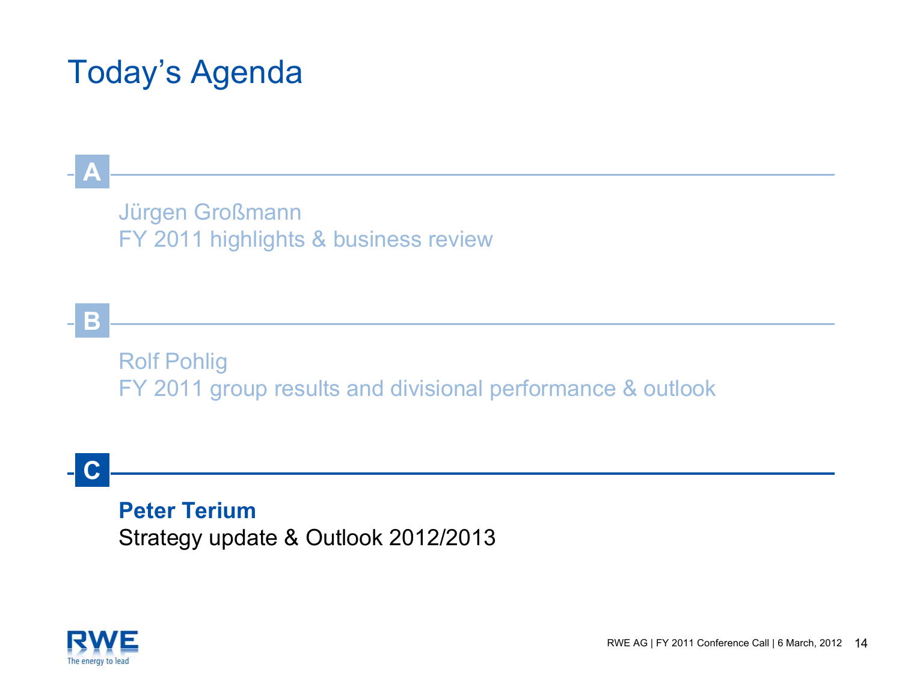# Today's Agenda

**A**

Jürgen Großmann
FY 2011 highlights & business review

**B**

Rolf Pohlig
FY 2011 group results and divisional performance & outlook

**C**

**Peter Terium**
Strategy update & Outlook 2012/2013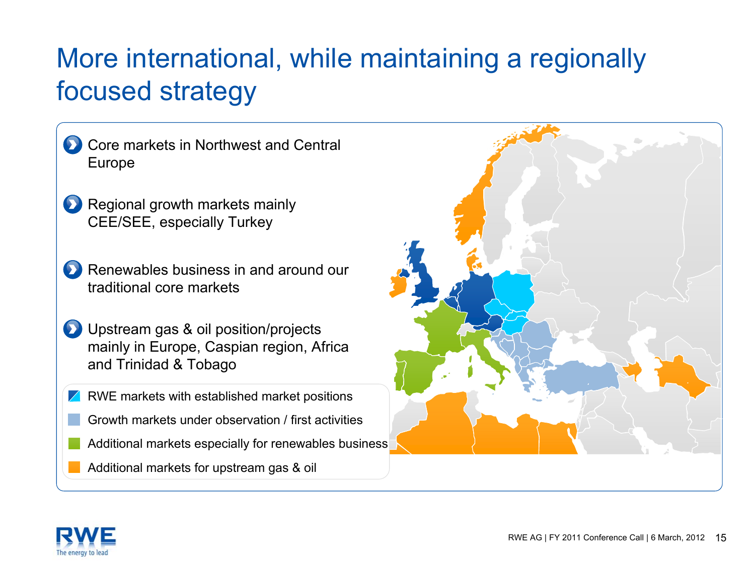# More international, while maintaining a regionally focused strategy

- Core markets in Northwest and Central Europe
- Regional growth markets mainly CEE/SEE, especially Turkey
- Renewables business in and around our traditional core markets
- Upstream gas & oil position/projects mainly in Europe, Caspian region, Africa and Trinidad & Tobago

Legend:
- RWE markets with established market positions
- Growth markets under observation / first activities
- Additional markets especially for renewables business
- Additional markets for upstream gas & oil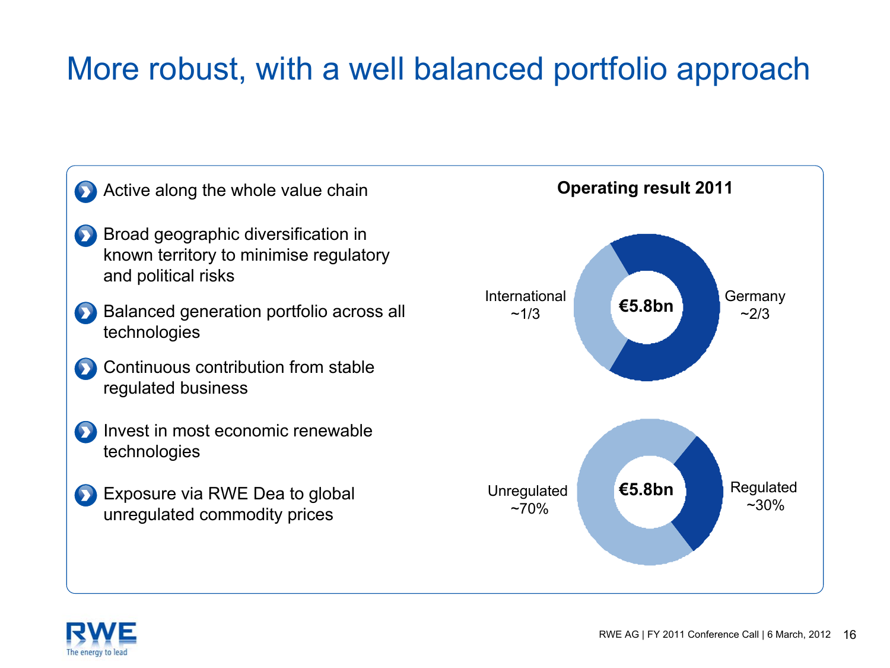# More robust, with a well balanced portfolio approach

- Active along the whole value chain
- Broad geographic diversification in known territory to minimise regulatory and political risks
- Balanced generation portfolio across all technologies
- Continuous contribution from stable regulated business
- Invest in most economic renewable technologies
- Exposure via RWE Dea to global unregulated commodity prices

**Operating result 2011**

€5.8bn

International ~1/3

Germany ~2/3

€5.8bn

Unregulated ~70%

Regulated ~30%

RWE AG | FY 2011 Conference Call | 6 March, 2012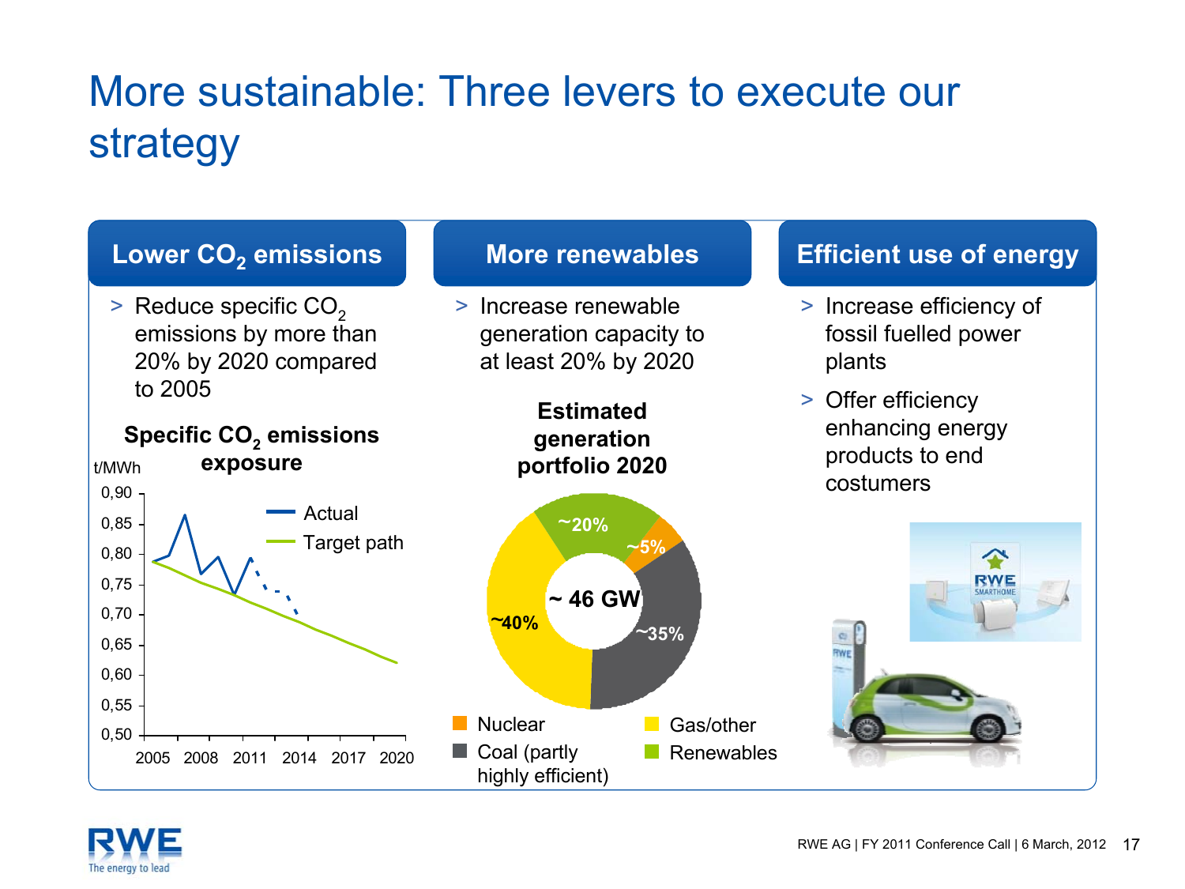# More sustainable: Three levers to execute our strategy

## Lower $CO_2$ emissions

> Reduce specific $CO_2$ emissions by more than 20% by 2020 compared to 2005

**Specific $CO_2$ emissions exposure**

t/MWh

0,90
0,85
0,80
0,75
0,70
0,65
0,60
0,55
0,50

2005 2008 2011 2014 2017 2020

Actual

Target path

## More renewables

> Increase renewable generation capacity to at least 20% by 2020

**Estimated generation portfolio 2020**

~ 46 GW

| Source | Share |
|---|---|
| Renewables | ~20% |
| Nuclear | ~5% |
| Coal (partly highly efficient) | ~35% |
| Gas/other | ~40% |

## Efficient use of energy

> Increase efficiency of fossil fuelled power plants

> Offer efficiency enhancing energy products to end costumers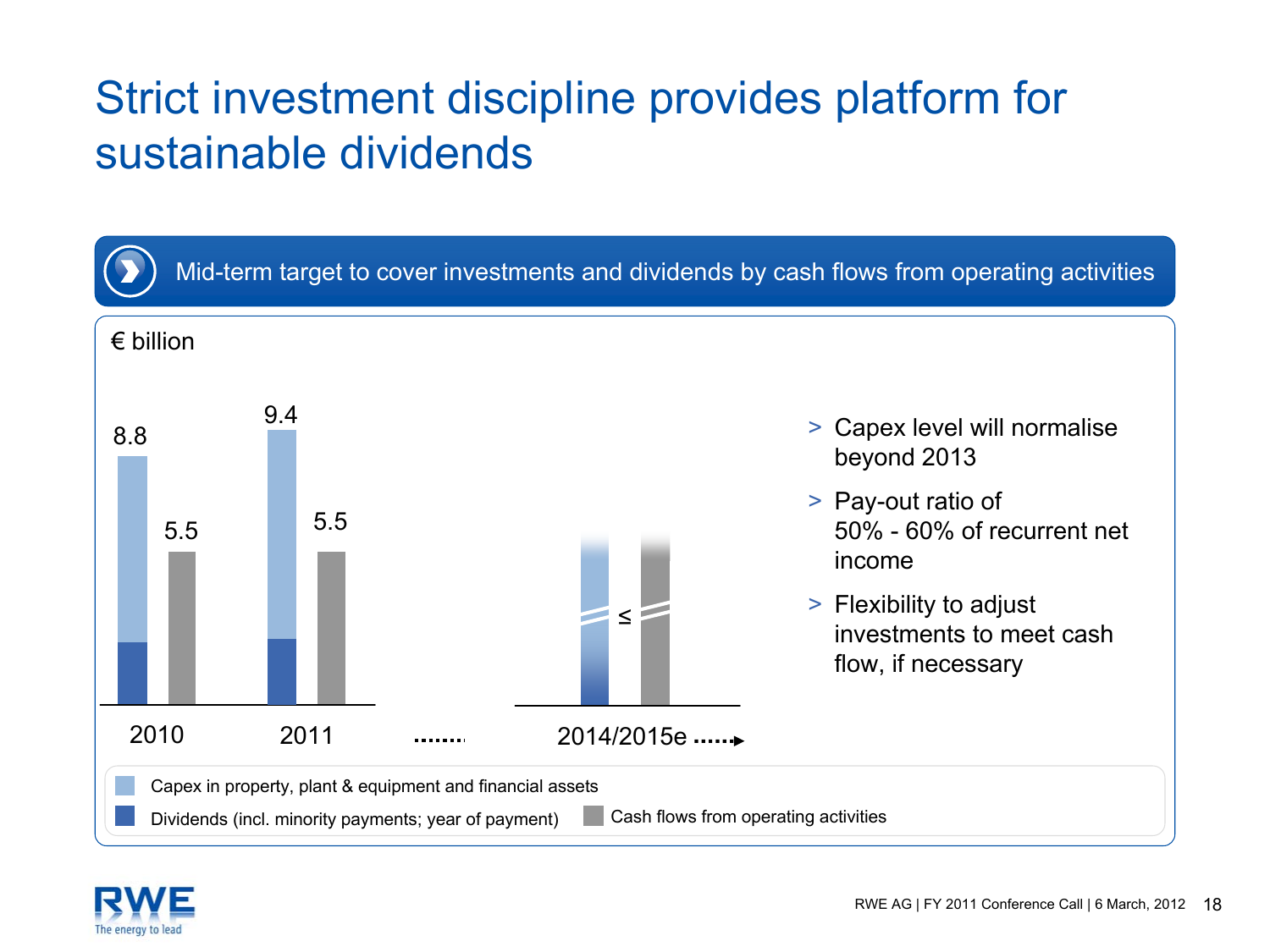# Strict investment discipline provides platform for sustainable dividends

**Mid-term target to cover investments and dividends by cash flows from operating activities**

€ billion

| | Capex + Dividends | Cash flows from operating activities |
|---|---|---|
| 2010 | 8.8 | 5.5 |
| 2011 | 9.4 | 5.5 |
| 2014/2015e | ≤ | |

- Capex in property, plant & equipment and financial assets
- Dividends (incl. minority payments; year of payment)
- Cash flows from operating activities

> Capex level will normalise beyond 2013

> Pay-out ratio of 50% - 60% of recurrent net income

> Flexibility to adjust investments to meet cash flow, if necessary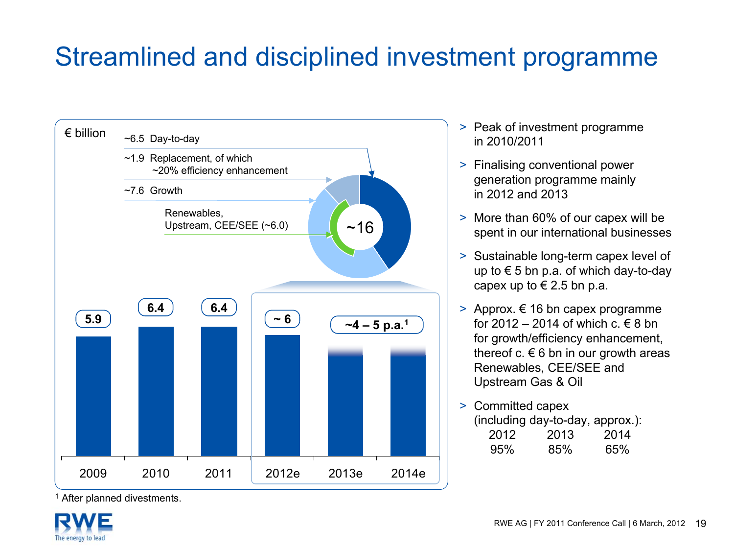# Streamlined and disciplined investment programme

€ billion

- ~6.5 Day-to-day
- ~1.9 Replacement, of which ~20% efficiency enhancement
- ~7.6 Growth
  - Renewables, Upstream, CEE/SEE (~6.0)

~16

| 2009 | 2010 | 2011 | 2012e | 2013e | 2014e |
|---|---|---|---|---|---|
| 5.9 | 6.4 | 6.4 | ~ 6 | ~4 – 5 p.a.[1] | ~4 – 5 p.a.[1] |

[1] After planned divestments.

> Peak of investment programme in 2010/2011

> Finalising conventional power generation programme mainly in 2012 and 2013

> More than 60% of our capex will be spent in our international businesses

> Sustainable long-term capex level of up to € 5 bn p.a. of which day-to-day capex up to € 2.5 bn p.a.

> Approx. € 16 bn capex programme for 2012 – 2014 of which c. € 8 bn for growth/efficiency enhancement, thereof c. € 6 bn in our growth areas Renewables, CEE/SEE and Upstream Gas & Oil

> Committed capex (including day-to-day, approx.):

| 2012 | 2013 | 2014 |
|---|---|---|
| 95% | 85% | 65% |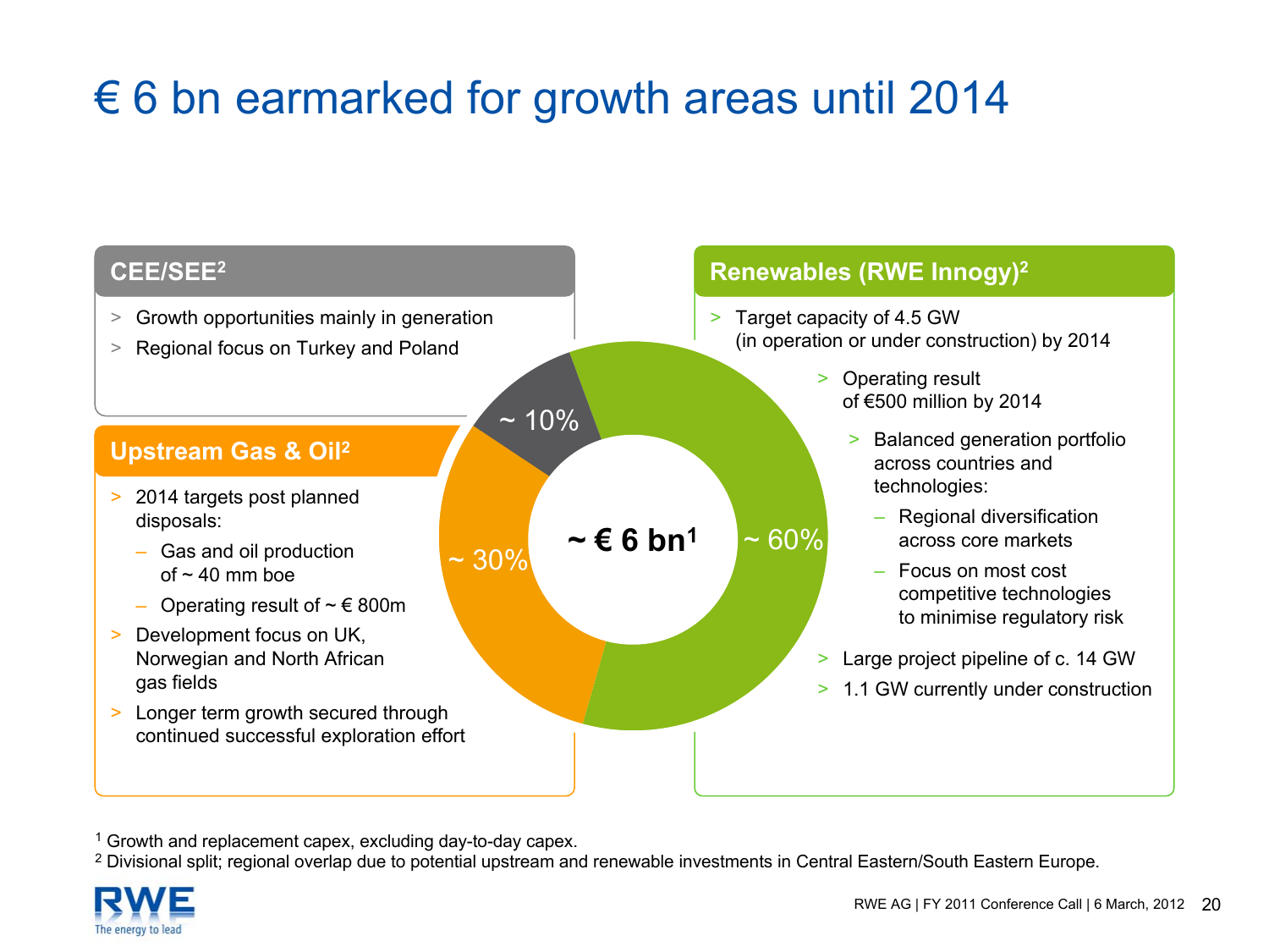# € 6 bn earmarked for growth areas until 2014

## CEE/SEE[2]

- Growth opportunities mainly in generation
- Regional focus on Turkey and Poland

## Upstream Gas & Oil[2]

- 2014 targets post planned disposals:
  - Gas and oil production of ~ 40 mm boe
  - Operating result of ~ € 800m
- Development focus on UK, Norwegian and North African gas fields
- Longer term growth secured through continued successful exploration effort

**~ € 6 bn[1]**

- ~ 10%
- ~ 30%
- ~ 60%

## Renewables (RWE Innogy)[2]

- Target capacity of 4.5 GW (in operation or under construction) by 2014
- Operating result of €500 million by 2014
- Balanced generation portfolio across countries and technologies:
  - Regional diversification across core markets
  - Focus on most cost competitive technologies to minimise regulatory risk
- Large project pipeline of c. 14 GW
- 1.1 GW currently under construction

[1] Growth and replacement capex, excluding day-to-day capex.
[2] Divisional split; regional overlap due to potential upstream and renewable investments in Central Eastern/South Eastern Europe.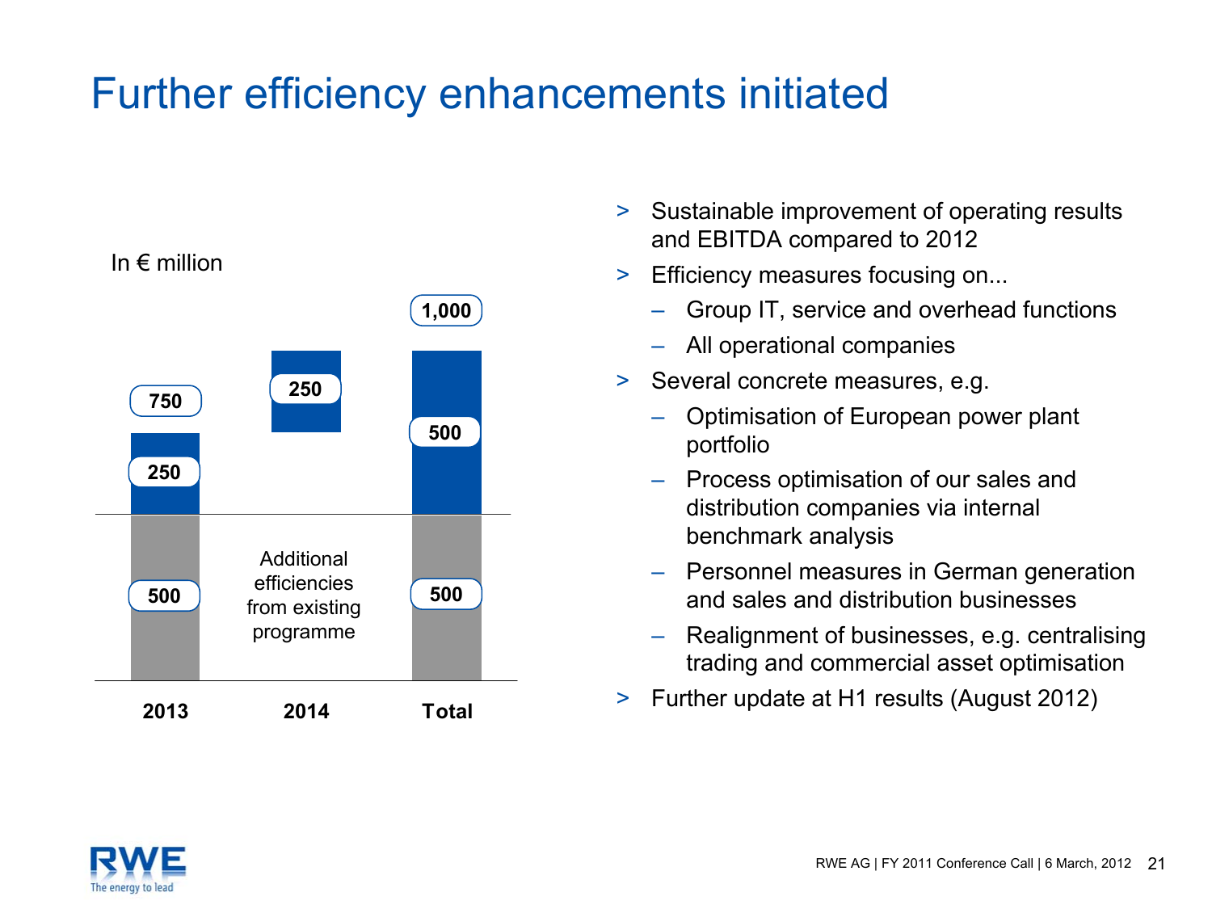# Further efficiency enhancements initiated

In € million

| | 2013 | 2014 | Total |
|---|---|---|---|
| Additional efficiencies | 250 | 250 | 500 |
| From existing programme | 500 | | 500 |
| Total | 750 | | 1,000 |

Additional efficiencies from existing programme

- Sustainable improvement of operating results and EBITDA compared to 2012
- Efficiency measures focusing on...
  - Group IT, service and overhead functions
  - All operational companies
- Several concrete measures, e.g.
  - Optimisation of European power plant portfolio
  - Process optimisation of our sales and distribution companies via internal benchmark analysis
  - Personnel measures in German generation and sales and distribution businesses
  - Realignment of businesses, e.g. centralising trading and commercial asset optimisation
- Further update at H1 results (August 2012)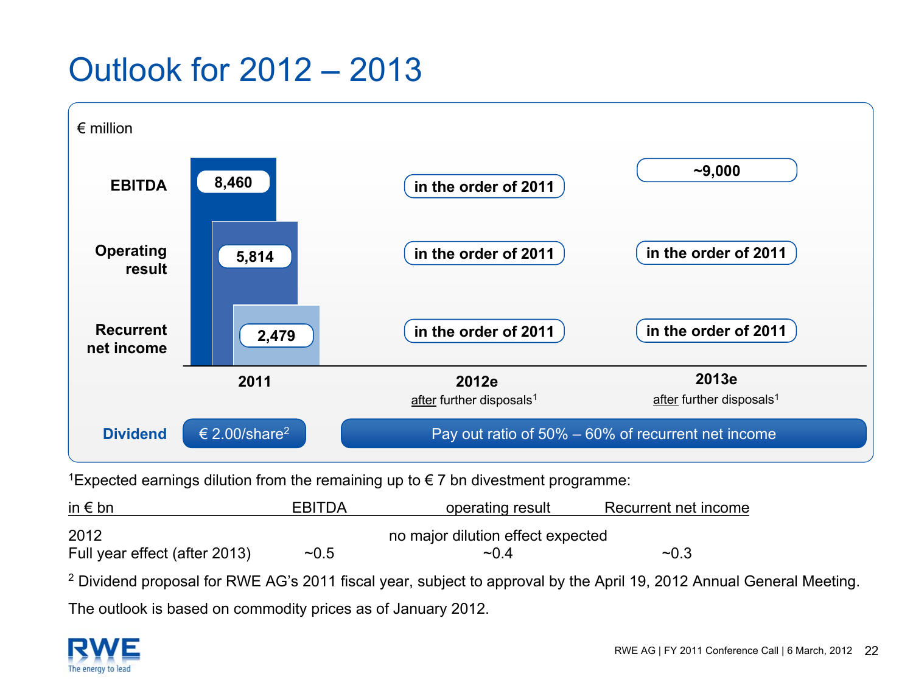# Outlook for 2012 – 2013

€ million

| | 2011 | 2012e after further disposals[1] | 2013e after further disposals[1] |
|---|---|---|---|
| EBITDA | 8,460 | in the order of 2011 | ~9,000 |
| Operating result | 5,814 | in the order of 2011 | in the order of 2011 |
| Recurrent net income | 2,479 | in the order of 2011 | in the order of 2011 |
| Dividend | € 2.00/share[2] | Pay out ratio of 50% – 60% of recurrent net income | |

[1]Expected earnings dilution from the remaining up to € 7 bn divestment programme:

| in € bn | EBITDA | operating result | Recurrent net income |
|---|---|---|---|
| 2012 | | no major dilution effect expected | |
| Full year effect (after 2013) | ~0.5 | ~0.4 | ~0.3 |

[2] Dividend proposal for RWE AG's 2011 fiscal year, subject to approval by the April 19, 2012 Annual General Meeting.

The outlook is based on commodity prices as of January 2012.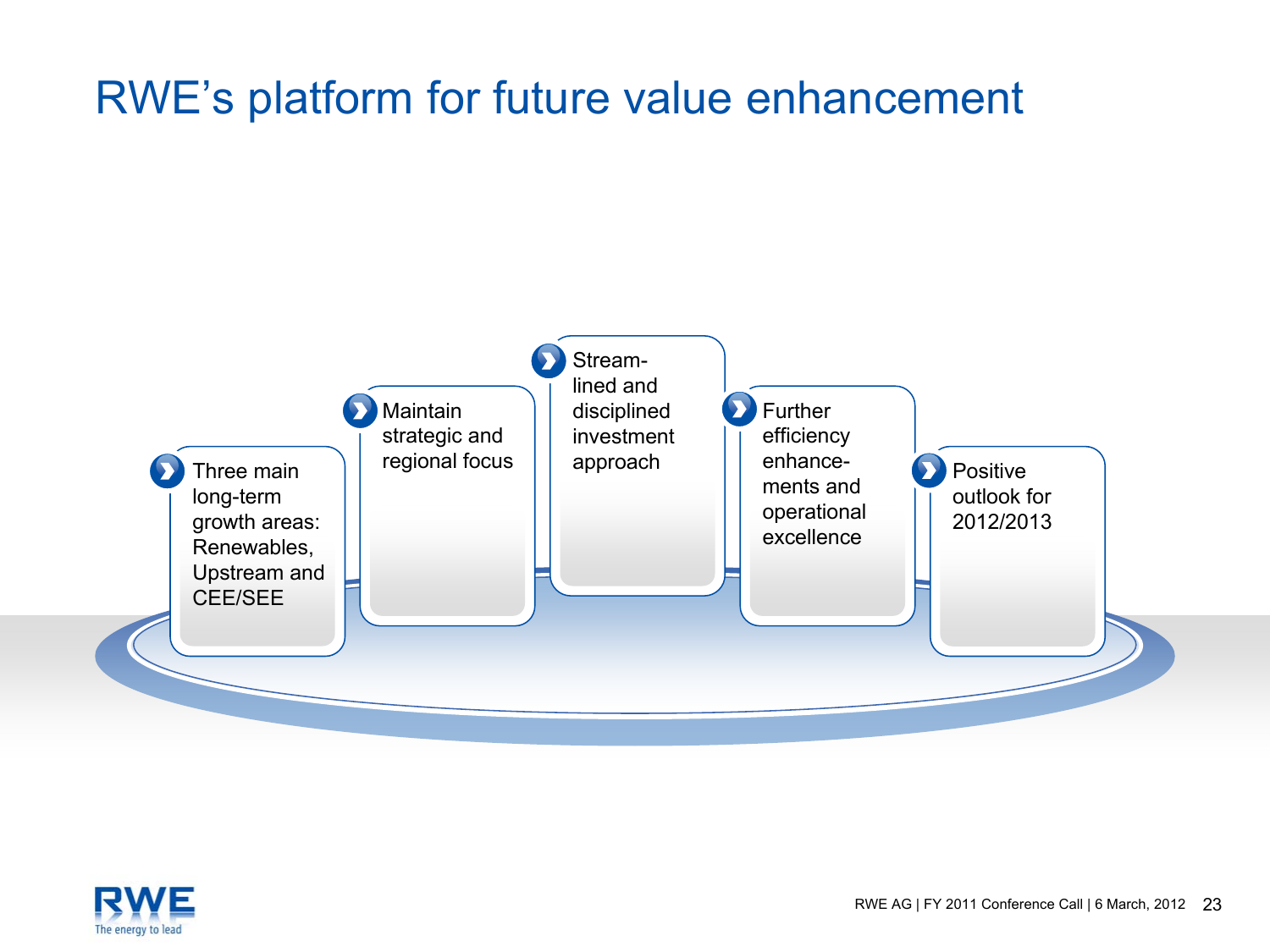# RWE's platform for future value enhancement

- Three main long-term growth areas: Renewables, Upstream and CEE/SEE
- Maintain strategic and regional focus
- Stream-lined and disciplined investment approach
- Further efficiency enhance-ments and operational excellence
- Positive outlook for 2012/2013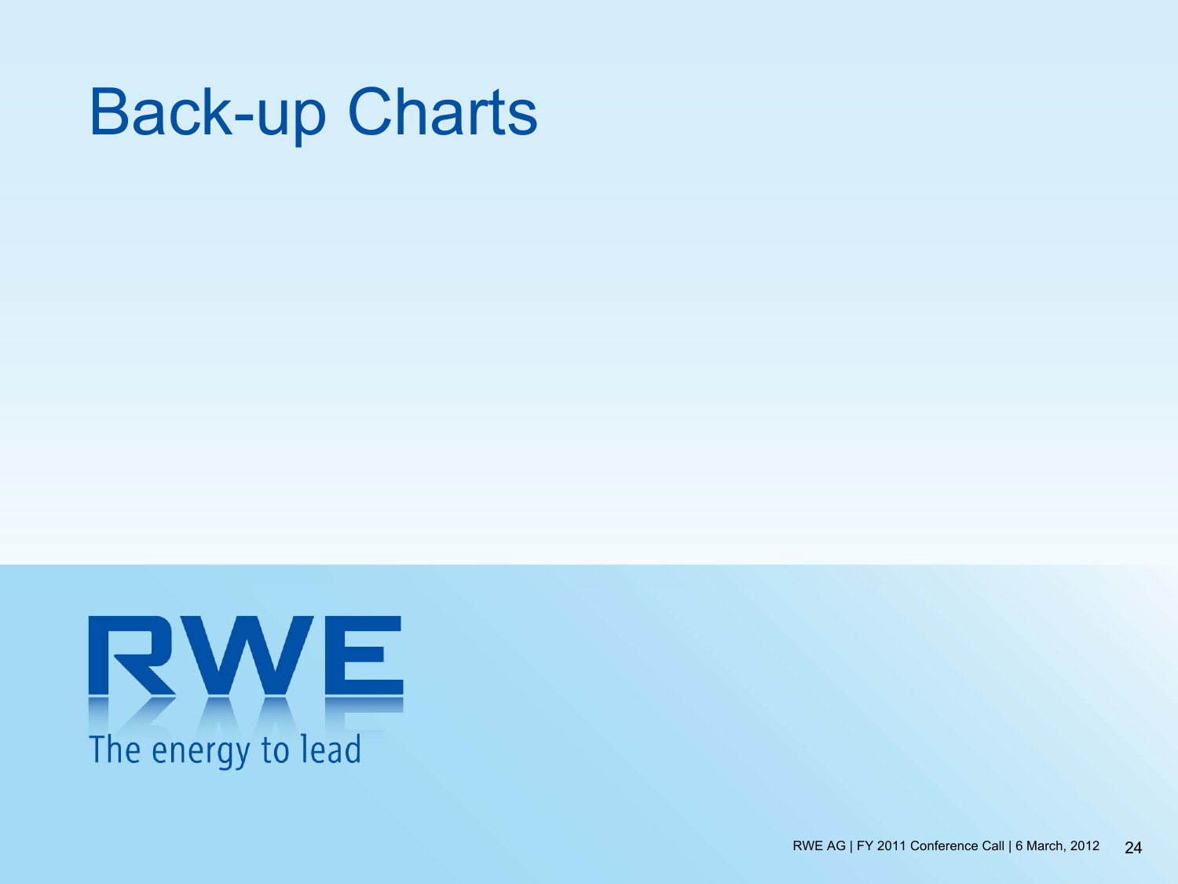# Back-up Charts

RWE

The energy to lead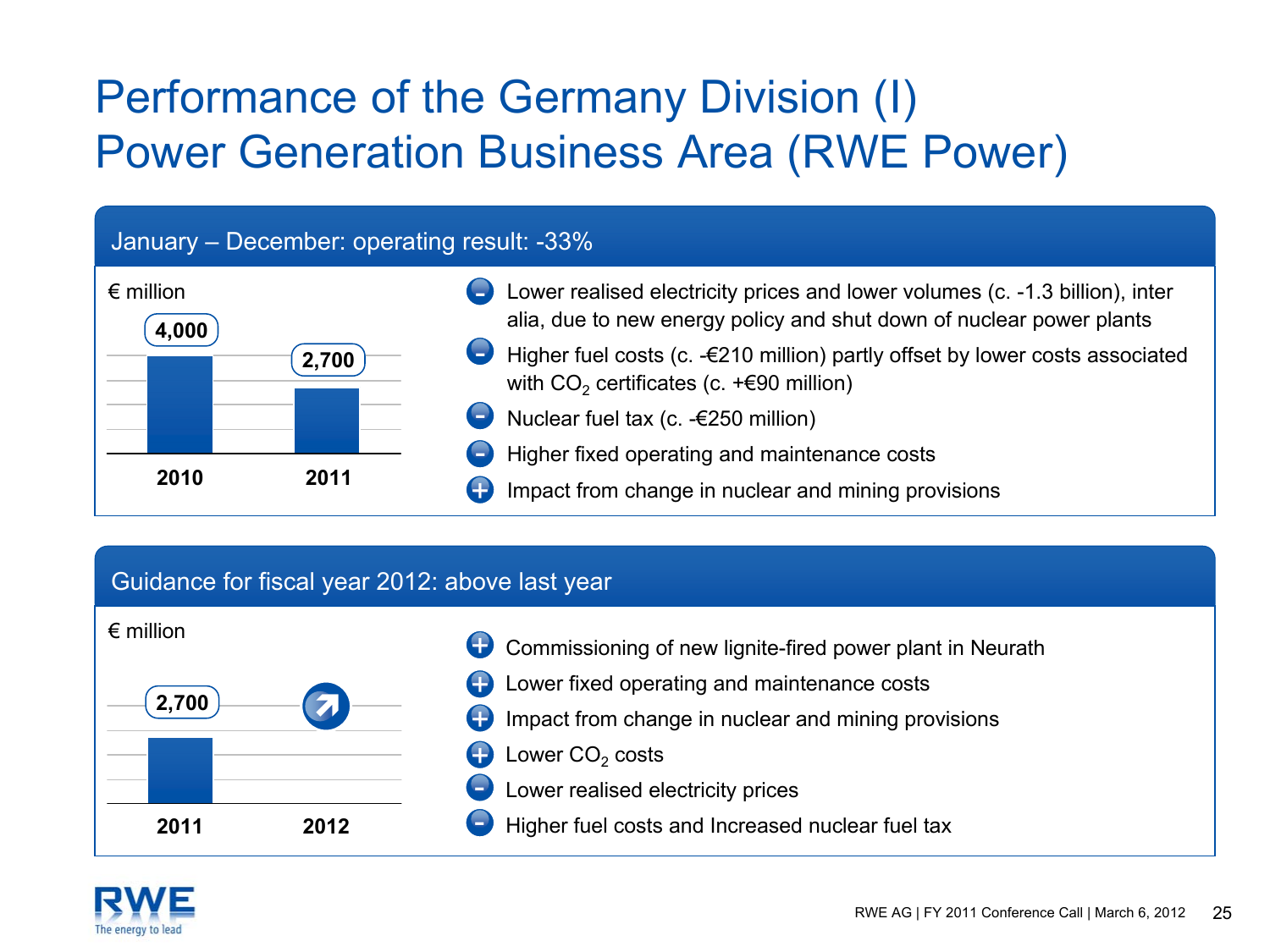# Performance of the Germany Division (I)
# Power Generation Business Area (RWE Power)

## January – December: operating result: -33%

€ million

| 2010 | 2011 |
|---|---|
| 4,000 | 2,700 |

- (–) Lower realised electricity prices and lower volumes (c. -1.3 billion), inter alia, due to new energy policy and shut down of nuclear power plants
- (–) Higher fuel costs (c. -€210 million) partly offset by lower costs associated with $CO_2$ certificates (c. +€90 million)
- (–) Nuclear fuel tax (c. -€250 million)
- (–) Higher fixed operating and maintenance costs
- (+) Impact from change in nuclear and mining provisions

## Guidance for fiscal year 2012: above last year

€ million

| 2011 | 2012 |
|---|---|
| 2,700 | ↗ |

- (+) Commissioning of new lignite-fired power plant in Neurath
- (+) Lower fixed operating and maintenance costs
- (+) Impact from change in nuclear and mining provisions
- (+) Lower $CO_2$ costs
- (–) Lower realised electricity prices
- (–) Higher fuel costs and Increased nuclear fuel tax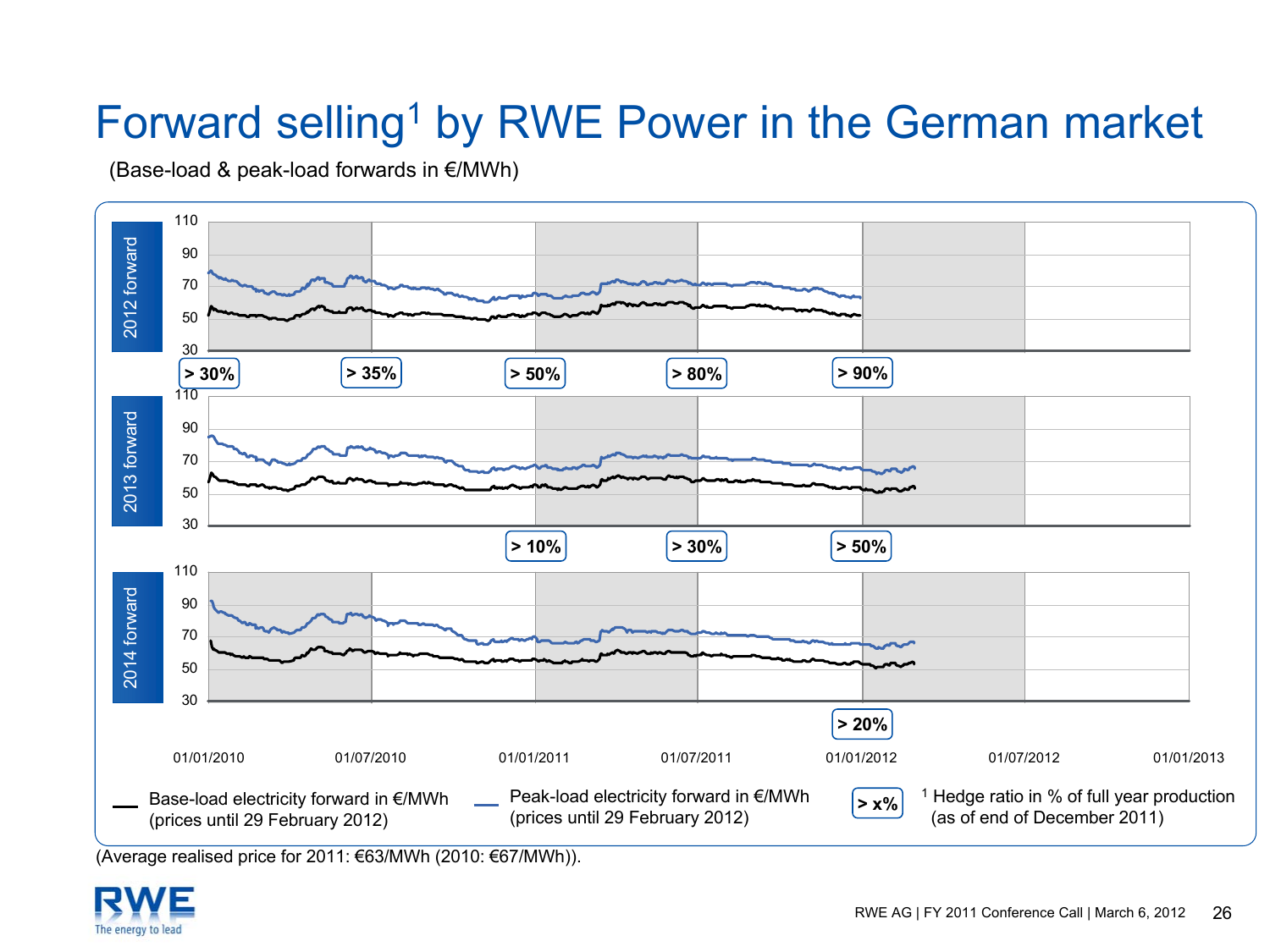# Forward selling[1] by RWE Power in the German market

(Base-load & peak-load forwards in €/MWh)

**2012 forward**

> 30% | > 35% | > 50% | > 80% | > 90%

**2013 forward**

> 10% | > 30% | > 50%

**2014 forward**

> 20%

01/01/2010 | 01/07/2010 | 01/01/2011 | 01/07/2011 | 01/01/2012 | 01/07/2012 | 01/01/2013

Base-load electricity forward in €/MWh (prices until 29 February 2012)

Peak-load electricity forward in €/MWh (prices until 29 February 2012)

> x% — [1] Hedge ratio in % of full year production (as of end of December 2011)

(Average realised price for 2011: €63/MWh (2010: €67/MWh)).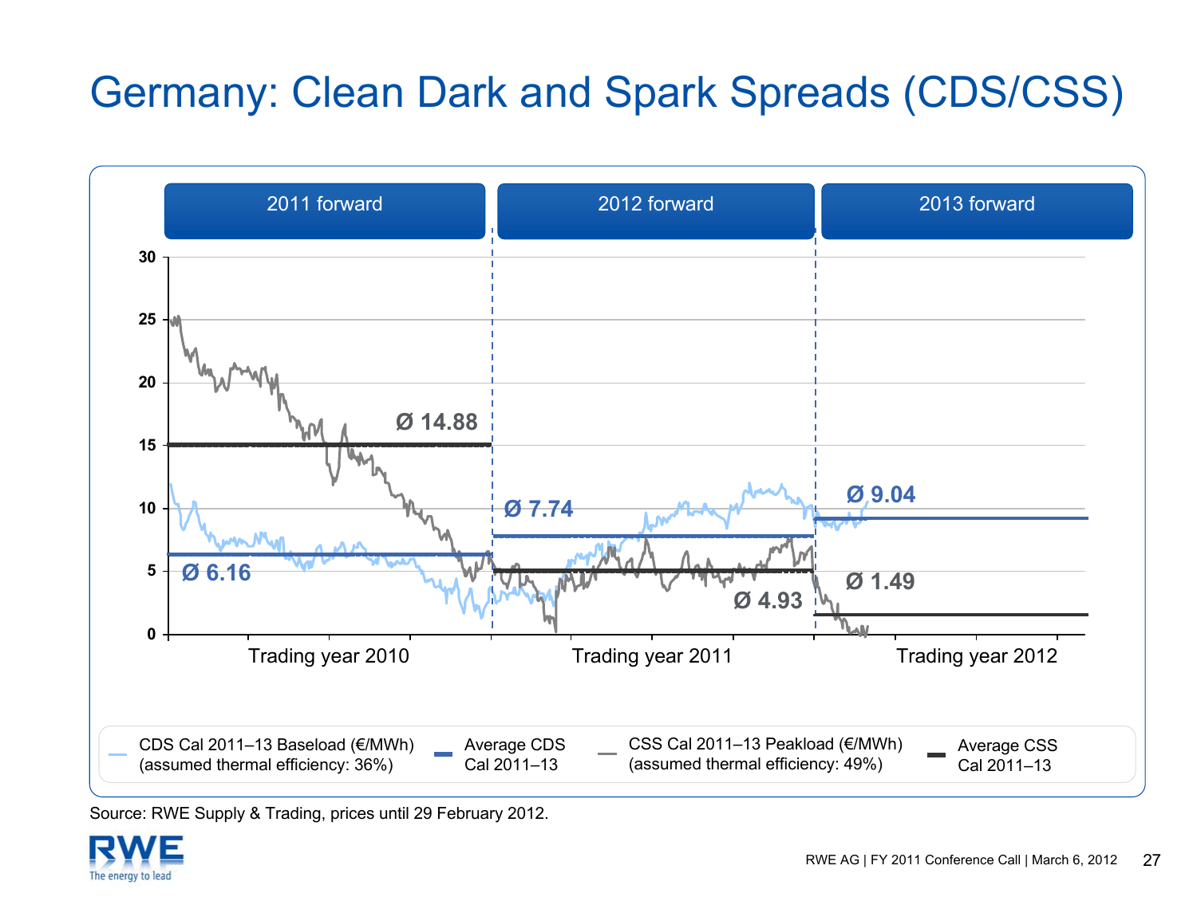# Germany: Clean Dark and Spark Spreads (CDS/CSS)

| 2011 forward | 2012 forward | 2013 forward |
|---|---|---|

Trading year 2010 — Average CSS: Ø 14.88; Average CDS: Ø 6.16

Trading year 2011 — Average CDS: Ø 7.74; Average CSS: Ø 4.93

Trading year 2012 — Average CDS: Ø 9.04; Average CSS: Ø 1.49

- CDS Cal 2011–13 Baseload (€/MWh) (assumed thermal efficiency: 36%)
- Average CDS Cal 2011–13
- CSS Cal 2011–13 Peakload (€/MWh) (assumed thermal efficiency: 49%)
- Average CSS Cal 2011–13

Source: RWE Supply & Trading, prices until 29 February 2012.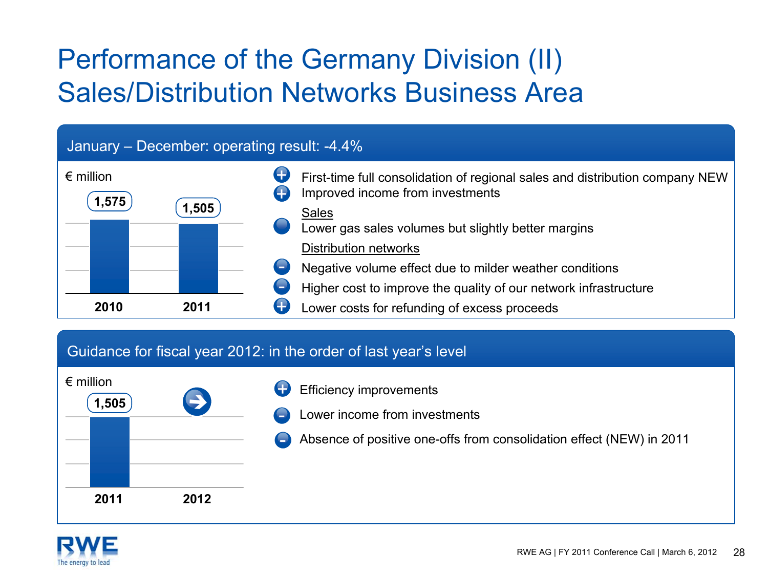# Performance of the Germany Division (II)
# Sales/Distribution Networks Business Area

## January – December: operating result: -4.4%

€ million

| | 2010 | 2011 |
|---|---|---|
| Operating result | 1,575 | 1,505 |

- (+) First-time full consolidation of regional sales and distribution company NEW
- (+) Improved income from investments

Sales

- Lower gas sales volumes but slightly better margins

Distribution networks

- (-) Negative volume effect due to milder weather conditions
- (-) Higher cost to improve the quality of our network infrastructure
- (+) Lower costs for refunding of excess proceeds

## Guidance for fiscal year 2012: in the order of last year's level

€ million

| | 2011 | 2012 |
|---|---|---|
| Operating result | 1,505 | → |

- (+) Efficiency improvements
- (-) Lower income from investments
- (-) Absence of positive one-offs from consolidation effect (NEW) in 2011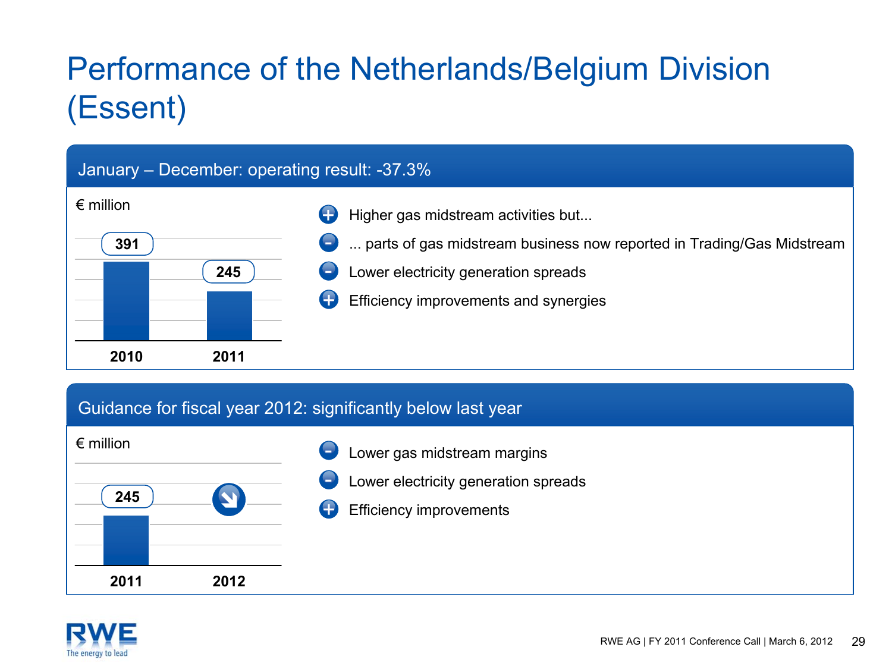# Performance of the Netherlands/Belgium Division (Essent)

## January – December: operating result: -37.3%

€ million

| | 2010 | 2011 |
|---|---|---|
| Operating result | 391 | 245 |

- (+) Higher gas midstream activities but...
- (–) ... parts of gas midstream business now reported in Trading/Gas Midstream
- (–) Lower electricity generation spreads
- (+) Efficiency improvements and synergies

## Guidance for fiscal year 2012: significantly below last year

€ million

| | 2011 | 2012 |
|---|---|---|
| Operating result | 245 | ↘ |

- (–) Lower gas midstream margins
- (–) Lower electricity generation spreads
- (+) Efficiency improvements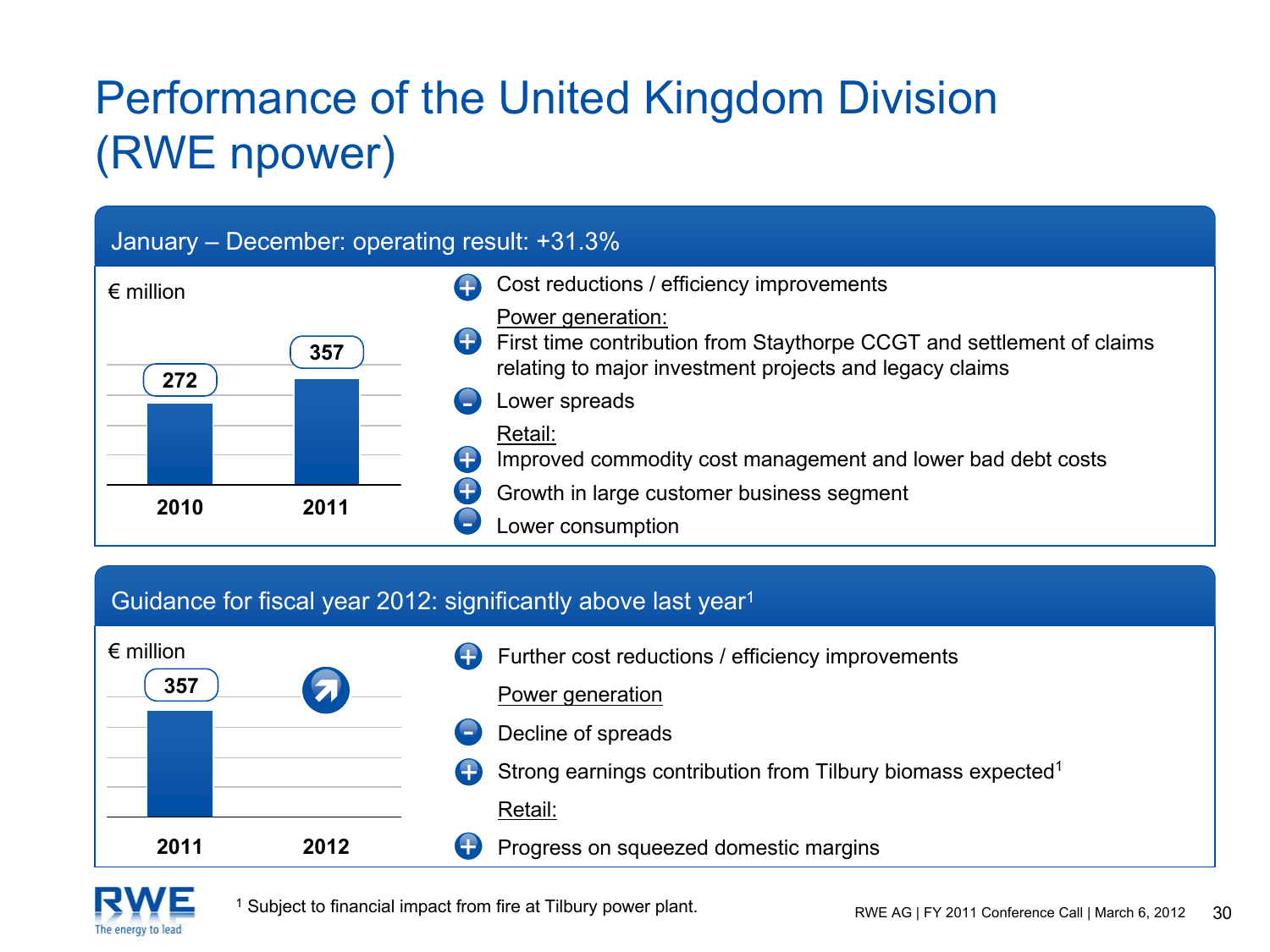# Performance of the United Kingdom Division (RWE npower)

## January – December: operating result: +31.3%

€ million

| | 2010 | 2011 |
|---|---|---|
| Operating result | 272 | 357 |

- **+** Cost reductions / efficiency improvements

Power generation:

- **+** First time contribution from Staythorpe CCGT and settlement of claims relating to major investment projects and legacy claims
- **–** Lower spreads

Retail:

- **+** Improved commodity cost management and lower bad debt costs
- **+** Growth in large customer business segment
- **–** Lower consumption

## Guidance for fiscal year 2012: significantly above last year[1]

€ million

| | 2011 | 2012 |
|---|---|---|
| Operating result | 357 | ↗ |

- **+** Further cost reductions / efficiency improvements

Power generation

- **–** Decline of spreads
- **+** Strong earnings contribution from Tilbury biomass expected[1]

Retail:

- **+** Progress on squeezed domestic margins

[1] Subject to financial impact from fire at Tilbury power plant.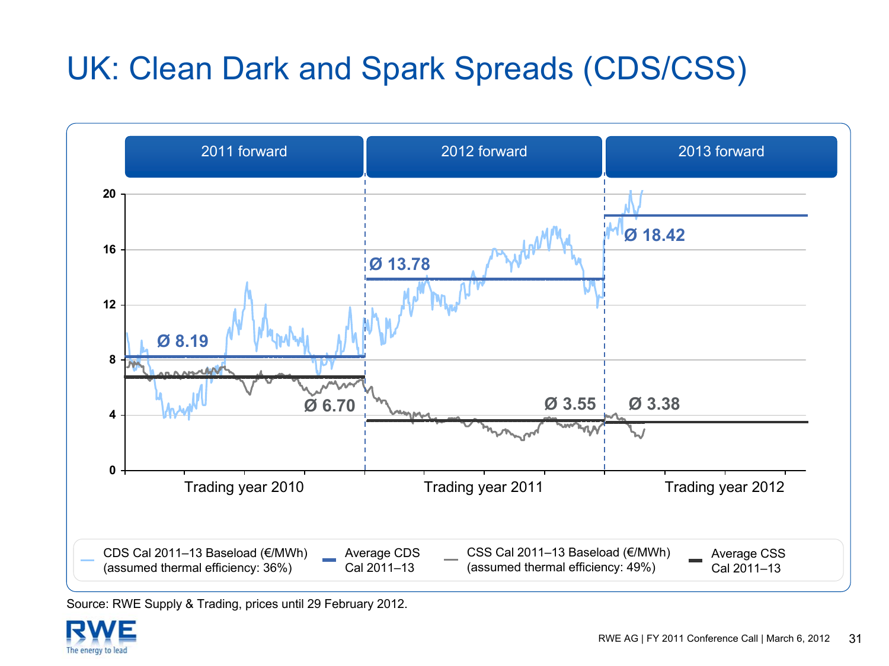# UK: Clean Dark and Spark Spreads (CDS/CSS)

| | 2011 forward | 2012 forward | 2013 forward |
|---|---|---|---|
| Average CDS Cal 2011–13 | Ø 8.19 | Ø 13.78 | Ø 18.42 |
| Average CSS Cal 2011–13 | Ø 6.70 | Ø 3.55 | Ø 3.38 |
| | Trading year 2010 | Trading year 2011 | Trading year 2012 |

- CDS Cal 2011–13 Baseload (€/MWh) (assumed thermal efficiency: 36%)
- Average CDS Cal 2011–13
- CSS Cal 2011–13 Baseload (€/MWh) (assumed thermal efficiency: 49%)
- Average CSS Cal 2011–13

Source: RWE Supply & Trading, prices until 29 February 2012.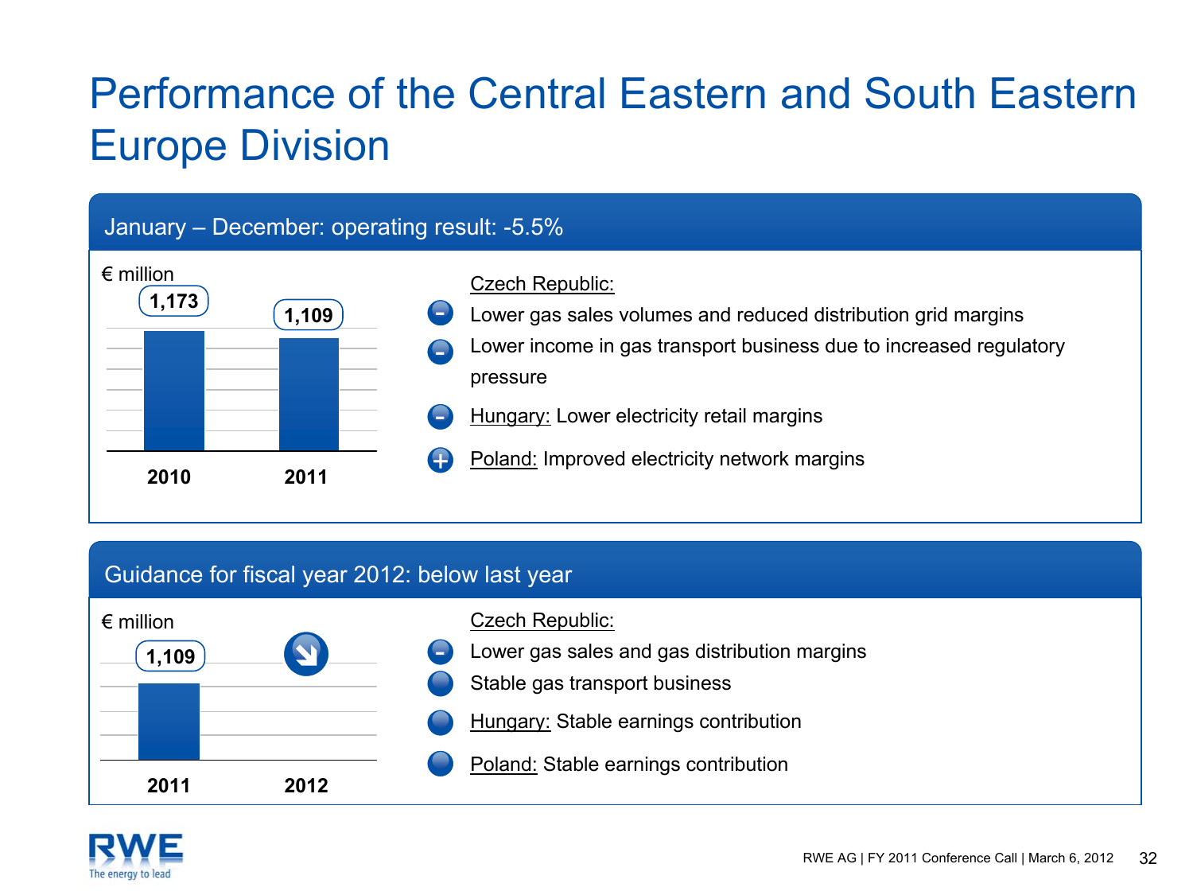# Performance of the Central Eastern and South Eastern Europe Division

## January – December: operating result: -5.5%

€ million

| 2010 | 2011 |
|---|---|
| 1,173 | 1,109 |

Czech Republic:

- (−) Lower gas sales volumes and reduced distribution grid margins
- (−) Lower income in gas transport business due to increased regulatory pressure
- (−) Hungary: Lower electricity retail margins
- (+) Poland: Improved electricity network margins

## Guidance for fiscal year 2012: below last year

€ million

| 2011 | 2012 |
|---|---|
| 1,109 | ↘ |

Czech Republic:

- (−) Lower gas sales and gas distribution margins
- Stable gas transport business
- Hungary: Stable earnings contribution
- Poland: Stable earnings contribution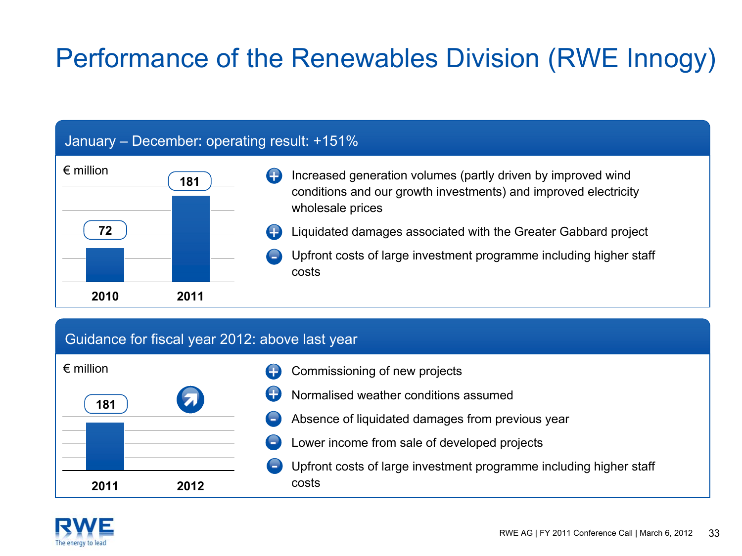# Performance of the Renewables Division (RWE Innogy)

## January – December: operating result: +151%

€ million

| | 2010 | 2011 |
|---|---|---|
| Operating result | 72 | 181 |

- (+) Increased generation volumes (partly driven by improved wind conditions and our growth investments) and improved electricity wholesale prices
- (+) Liquidated damages associated with the Greater Gabbard project
- (–) Upfront costs of large investment programme including higher staff costs

## Guidance for fiscal year 2012: above last year

€ million

| | 2011 | 2012 |
|---|---|---|
| Operating result | 181 | ↗ |

- (+) Commissioning of new projects
- (+) Normalised weather conditions assumed
- (–) Absence of liquidated damages from previous year
- (–) Lower income from sale of developed projects
- (–) Upfront costs of large investment programme including higher staff costs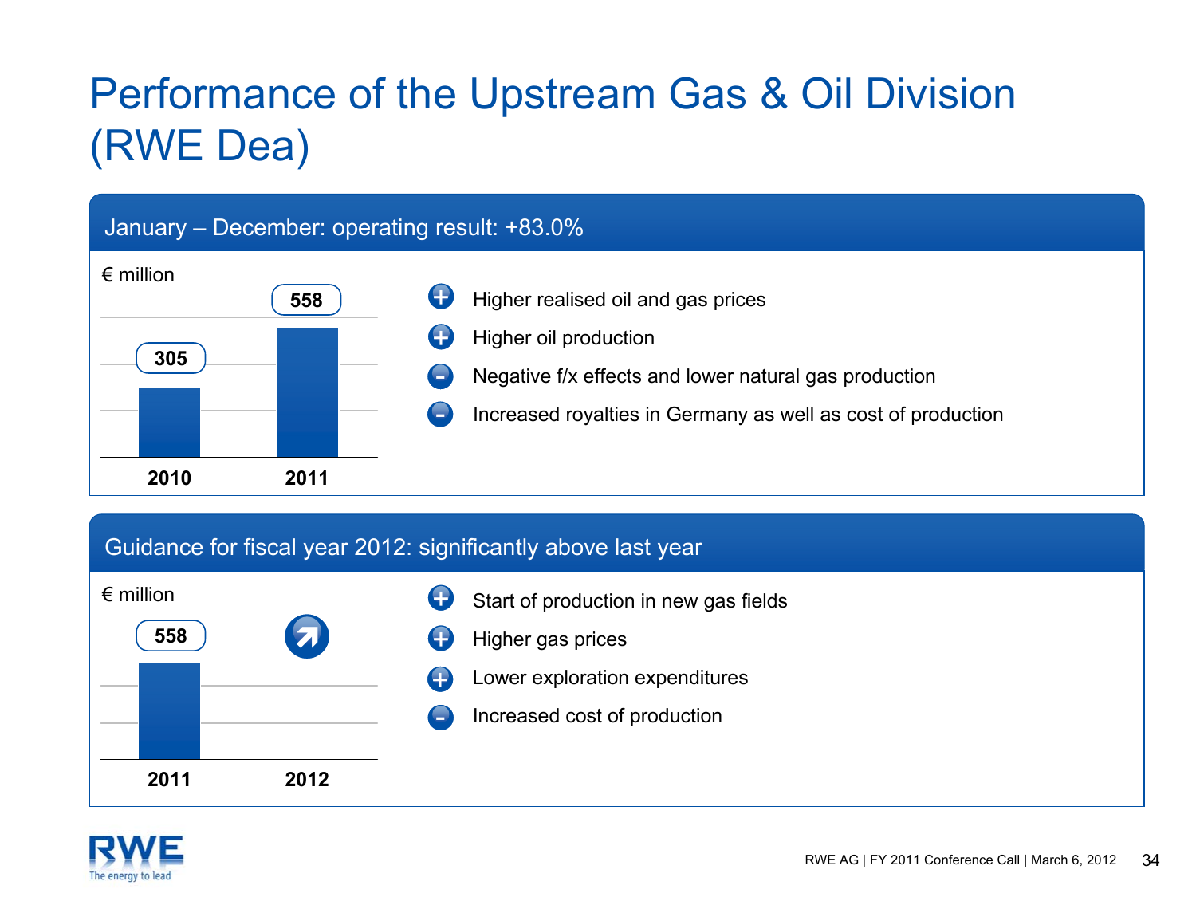# Performance of the Upstream Gas & Oil Division (RWE Dea)

## January – December: operating result: +83.0%

€ million

| | 2010 | 2011 |
|---|---|---|
| Operating result | 305 | 558 |

- (+) Higher realised oil and gas prices
- (+) Higher oil production
- (-) Negative f/x effects and lower natural gas production
- (-) Increased royalties in Germany as well as cost of production

## Guidance for fiscal year 2012: significantly above last year

€ million

| | 2011 | 2012 |
|---|---|---|
| Operating result | 558 | ↗ |

- (+) Start of production in new gas fields
- (+) Higher gas prices
- (+) Lower exploration expenditures
- (-) Increased cost of production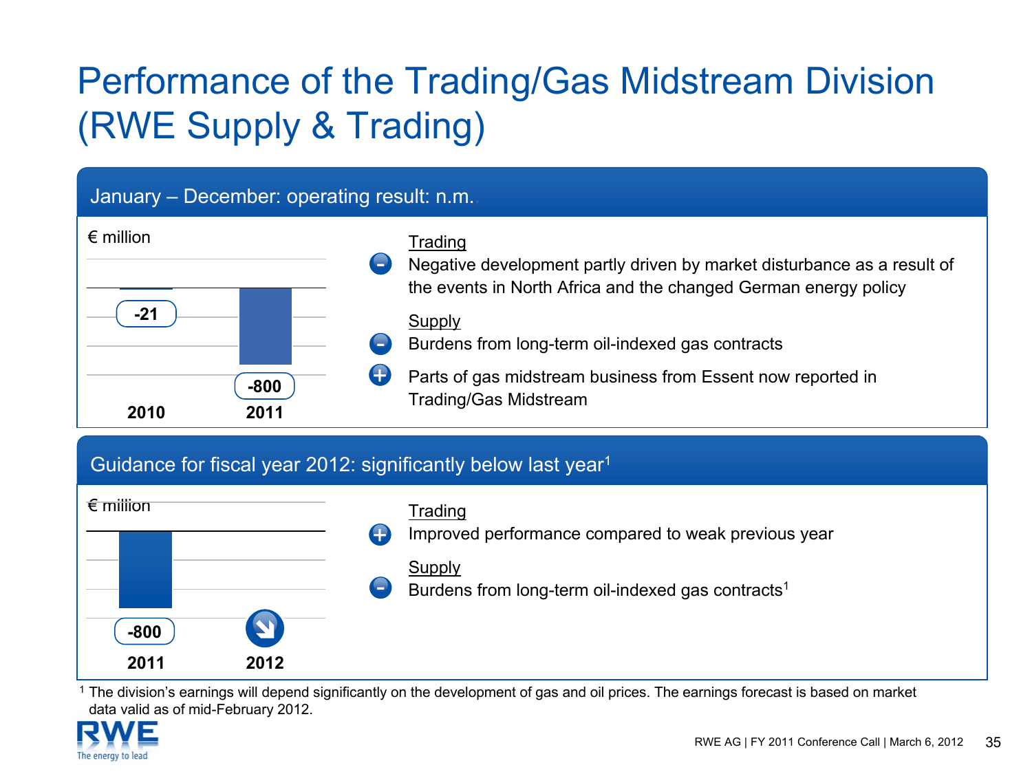# Performance of the Trading/Gas Midstream Division (RWE Supply & Trading)

## January – December: operating result: n.m.

€ million

| | 2010 | 2011 |
|---|---|---|
| Operating result | -21 | -800 |

**Trading**
- (–) Negative development partly driven by market disturbance as a result of the events in North Africa and the changed German energy policy

**Supply**
- (–) Burdens from long-term oil-indexed gas contracts
- (+) Parts of gas midstream business from Essent now reported in Trading/Gas Midstream

## Guidance for fiscal year 2012: significantly below last year[1]

€ million

| | 2011 | 2012 |
|---|---|---|
| Operating result | -800 | ↘ |

**Trading**
- (+) Improved performance compared to weak previous year

**Supply**
- (–) Burdens from long-term oil-indexed gas contracts[1]

[1] The division's earnings will depend significantly on the development of gas and oil prices. The earnings forecast is based on market data valid as of mid-February 2012.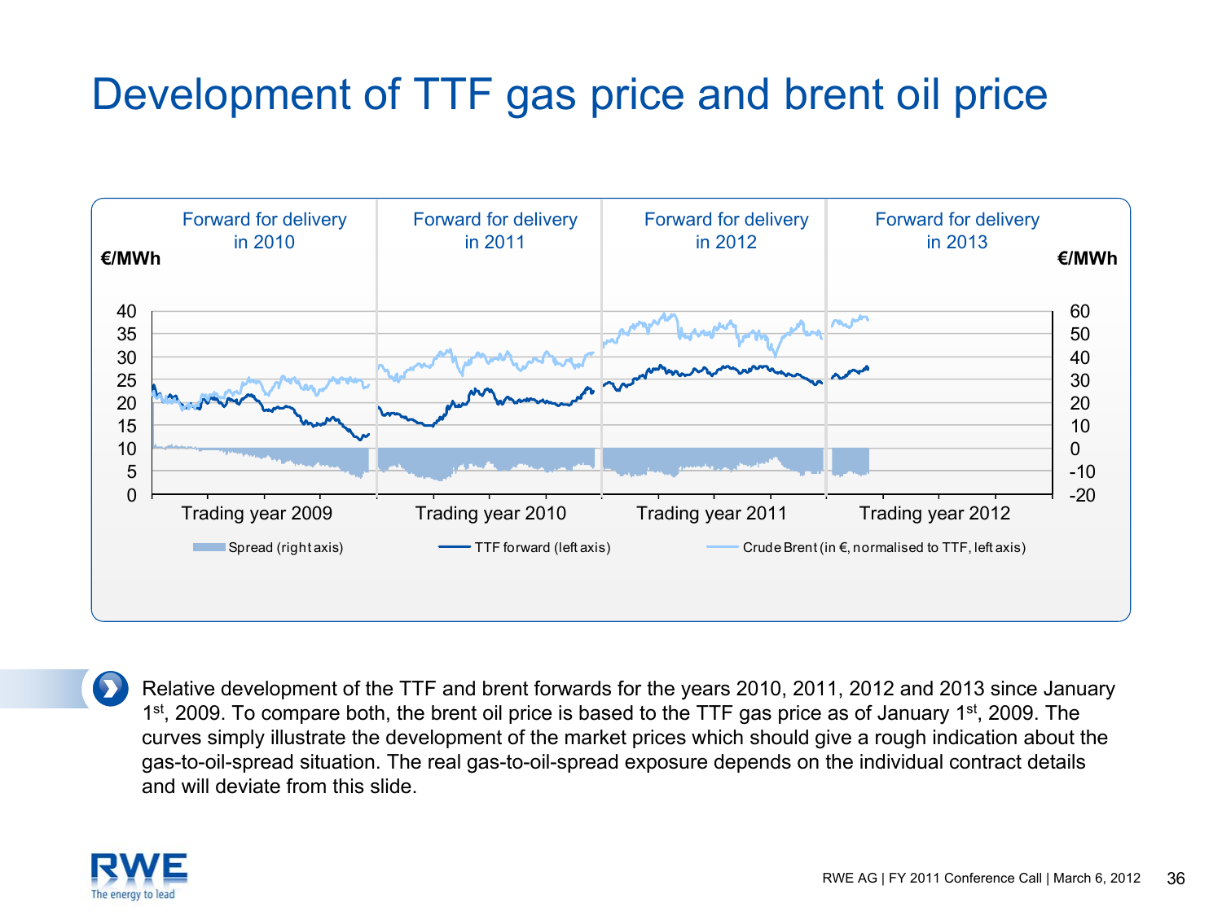# Development of TTF gas price and brent oil price

Forward for delivery in 2010 | Forward for delivery in 2011 | Forward for delivery in 2012 | Forward for delivery in 2013

€/MWh | €/MWh

Trading year 2009 | Trading year 2010 | Trading year 2011 | Trading year 2012

Spread (right axis) | TTF forward (left axis) | Crude Brent (in €, normalised to TTF, left axis)

Relative development of the TTF and brent forwards for the years 2010, 2011, 2012 and 2013 since January 1st, 2009. To compare both, the brent oil price is based to the TTF gas price as of January 1st, 2009. The curves simply illustrate the development of the market prices which should give a rough indication about the gas-to-oil-spread situation. The real gas-to-oil-spread exposure depends on the individual contract details and will deviate from this slide.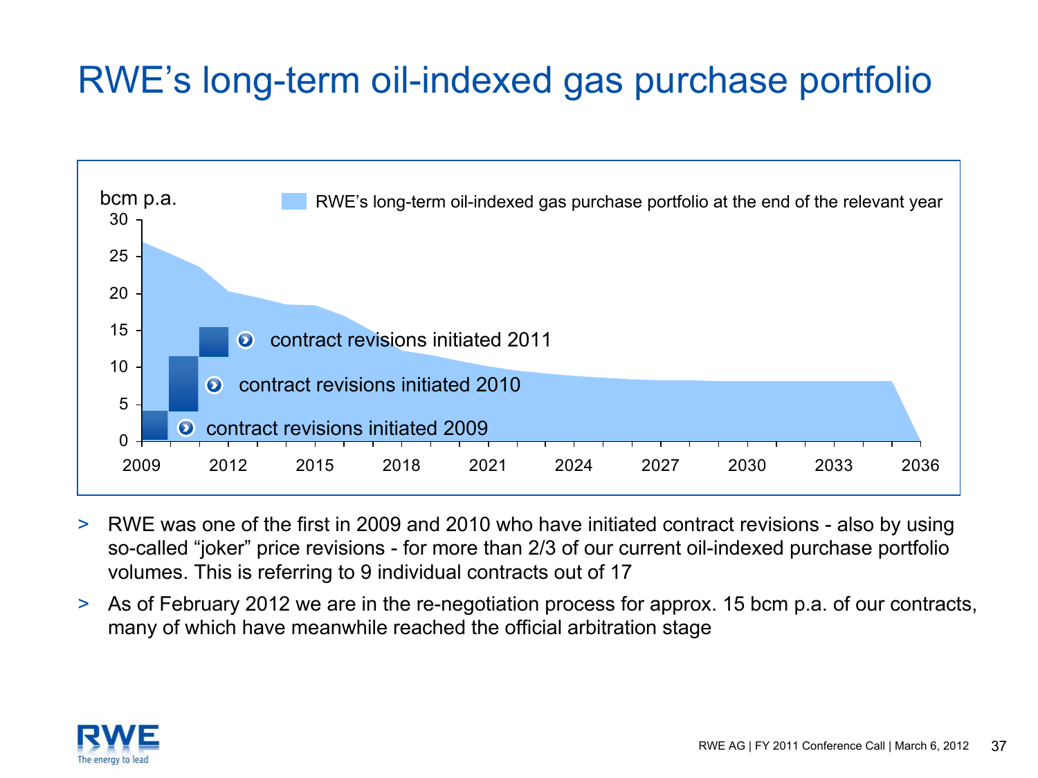# RWE's long-term oil-indexed gas purchase portfolio

bcm p.a.

RWE's long-term oil-indexed gas purchase portfolio at the end of the relevant year

- contract revisions initiated 2011
- contract revisions initiated 2010
- contract revisions initiated 2009

> RWE was one of the first in 2009 and 2010 who have initiated contract revisions - also by using so-called "joker" price revisions - for more than 2/3 of our current oil-indexed purchase portfolio volumes. This is referring to 9 individual contracts out of 17

> As of February 2012 we are in the re-negotiation process for approx. 15 bcm p.a. of our contracts, many of which have meanwhile reached the official arbitration stage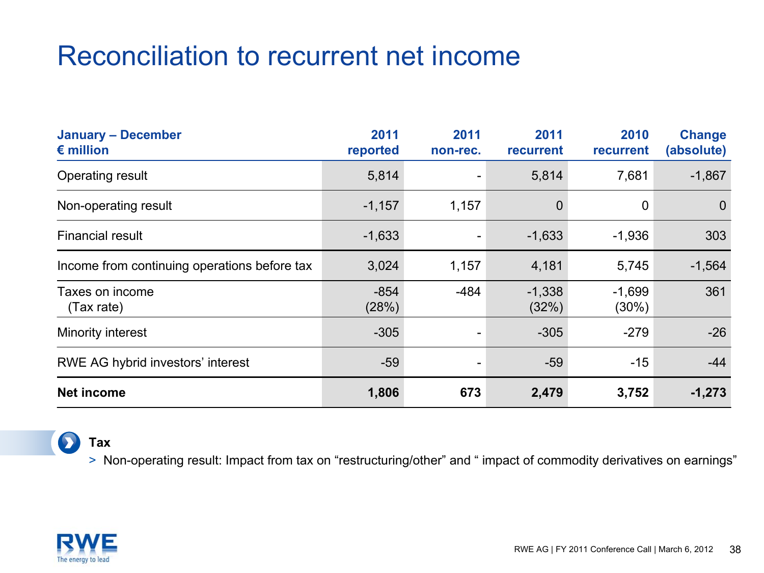# Reconciliation to recurrent net income

| January – December<br>€ million | 2011<br>reported | 2011<br>non-rec. | 2011<br>recurrent | 2010<br>recurrent | Change<br>(absolute) |
|---|---|---|---|---|---|
| Operating result | 5,814 | - | 5,814 | 7,681 | -1,867 |
| Non-operating result | -1,157 | 1,157 | 0 | 0 | 0 |
| Financial result | -1,633 | - | -1,633 | -1,936 | 303 |
| Income from continuing operations before tax | 3,024 | 1,157 | 4,181 | 5,745 | -1,564 |
| Taxes on income<br>(Tax rate) | -854<br>(28%) | -484 | -1,338<br>(32%) | -1,699<br>(30%) | 361 |
| Minority interest | -305 | - | -305 | -279 | -26 |
| RWE AG hybrid investors' interest | -59 | - | -59 | -15 | -44 |
| **Net income** | **1,806** | **673** | **2,479** | **3,752** | **-1,273** |

**Tax**

> Non-operating result: Impact from tax on "restructuring/other" and " impact of commodity derivatives on earnings"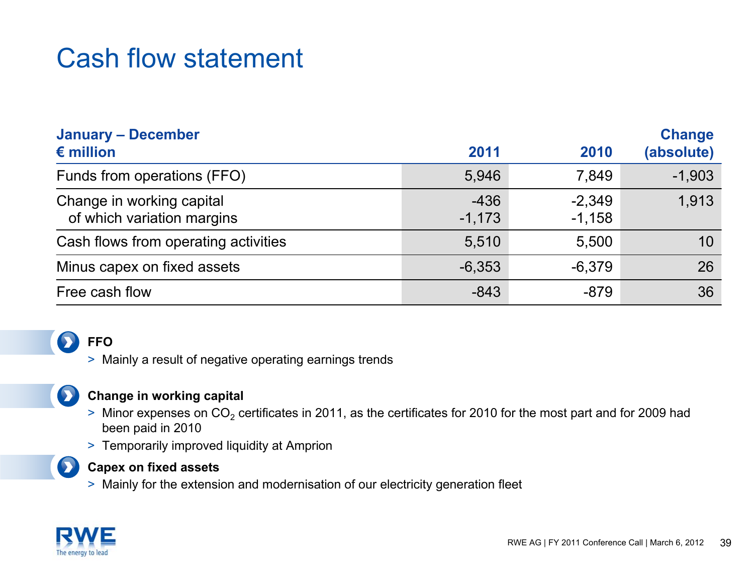# Cash flow statement

| January – December<br>€ million | 2011 | 2010 | Change (absolute) |
|---|---|---|---|
| Funds from operations (FFO) | 5,946 | 7,849 | -1,903 |
| Change in working capital | -436 | -2,349 | 1,913 |
| of which variation margins | -1,173 | -1,158 | |
| Cash flows from operating activities | 5,510 | 5,500 | 10 |
| Minus capex on fixed assets | -6,353 | -6,379 | 26 |
| Free cash flow | -843 | -879 | 36 |

**FFO**

> Mainly a result of negative operating earnings trends

**Change in working capital**

> Minor expenses on $CO_2$ certificates in 2011, as the certificates for 2010 for the most part and for 2009 had been paid in 2010

> Temporarily improved liquidity at Amprion

**Capex on fixed assets**

> Mainly for the extension and modernisation of our electricity generation fleet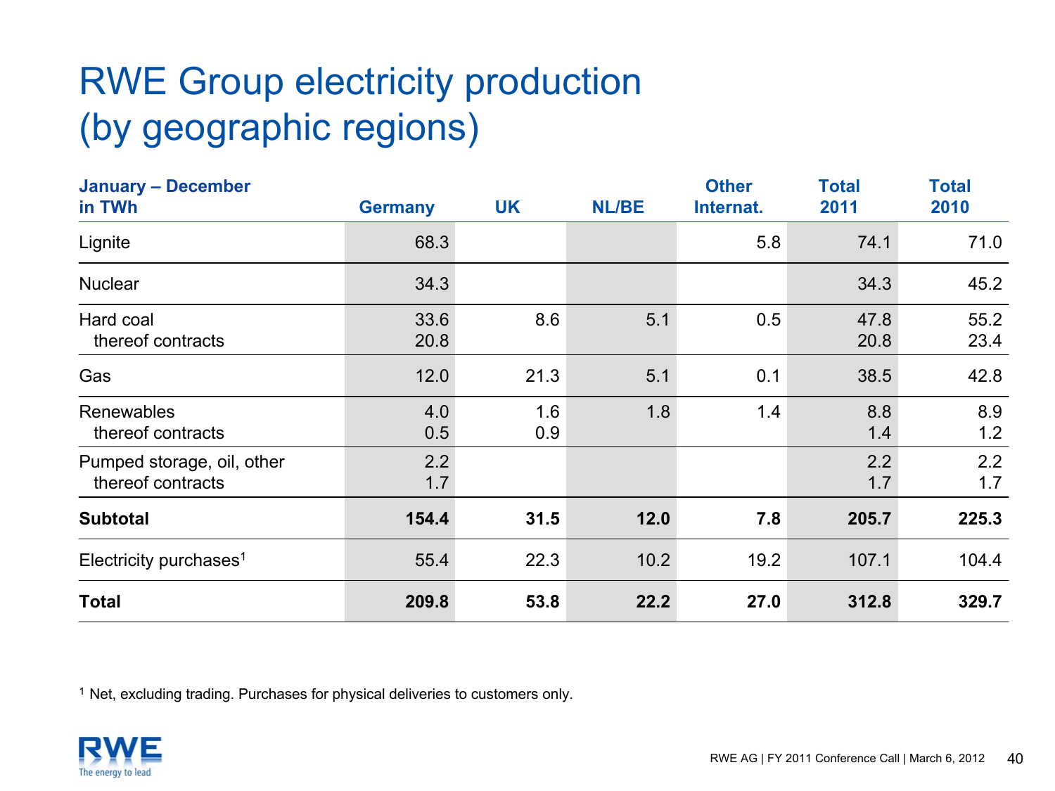# RWE Group electricity production (by geographic regions)

| January – December in TWh | Germany | UK | NL/BE | Other Internat. | Total 2011 | Total 2010 |
|---|---|---|---|---|---|---|
| Lignite | 68.3 | | | 5.8 | 74.1 | 71.0 |
| Nuclear | 34.3 | | | | 34.3 | 45.2 |
| Hard coal | 33.6 | 8.6 | 5.1 | 0.5 | 47.8 | 55.2 |
| thereof contracts | 20.8 | | | | 20.8 | 23.4 |
| Gas | 12.0 | 21.3 | 5.1 | 0.1 | 38.5 | 42.8 |
| Renewables | 4.0 | 1.6 | 1.8 | 1.4 | 8.8 | 8.9 |
| thereof contracts | 0.5 | 0.9 | | | 1.4 | 1.2 |
| Pumped storage, oil, other | 2.2 | | | | 2.2 | 2.2 |
| thereof contracts | 1.7 | | | | 1.7 | 1.7 |
| **Subtotal** | **154.4** | **31.5** | **12.0** | **7.8** | **205.7** | **225.3** |
| Electricity purchases[1] | 55.4 | 22.3 | 10.2 | 19.2 | 107.1 | 104.4 |
| **Total** | **209.8** | **53.8** | **22.2** | **27.0** | **312.8** | **329.7** |

[1] Net, excluding trading. Purchases for physical deliveries to customers only.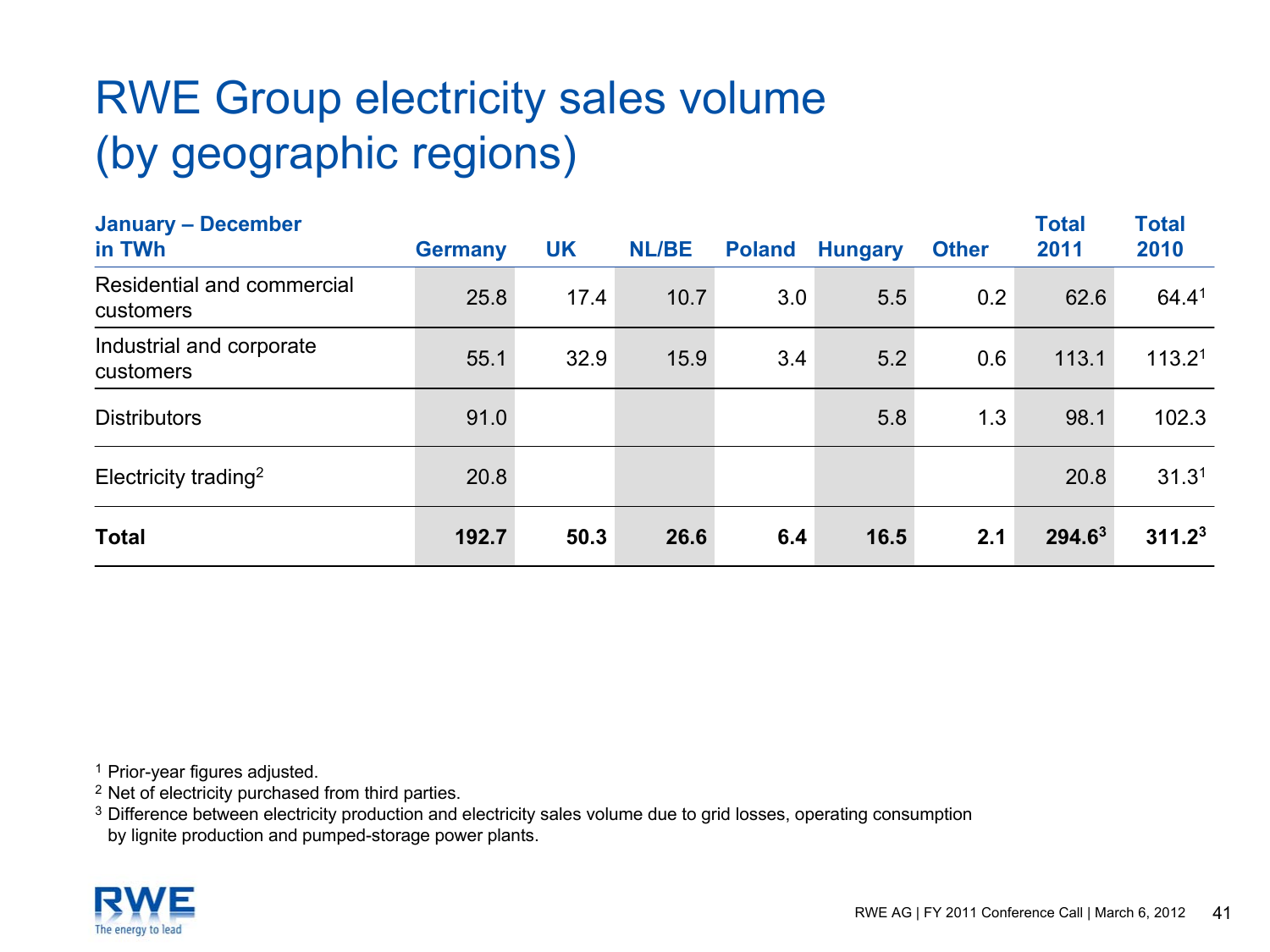# RWE Group electricity sales volume (by geographic regions)

| January – December in TWh | Germany | UK | NL/BE | Poland | Hungary | Other | Total 2011 | Total 2010 |
|---|---|---|---|---|---|---|---|---|
| Residential and commercial customers | 25.8 | 17.4 | 10.7 | 3.0 | 5.5 | 0.2 | 62.6 | 64.4[1] |
| Industrial and corporate customers | 55.1 | 32.9 | 15.9 | 3.4 | 5.2 | 0.6 | 113.1 | 113.2[1] |
| Distributors | 91.0 | | | | 5.8 | 1.3 | 98.1 | 102.3 |
| Electricity trading[2] | 20.8 | | | | | | 20.8 | 31.3[1] |
| **Total** | **192.7** | **50.3** | **26.6** | **6.4** | **16.5** | **2.1** | **294.6[3]** | **311.2[3]** |

[1] Prior-year figures adjusted.
[2] Net of electricity purchased from third parties.
[3] Difference between electricity production and electricity sales volume due to grid losses, operating consumption by lignite production and pumped-storage power plants.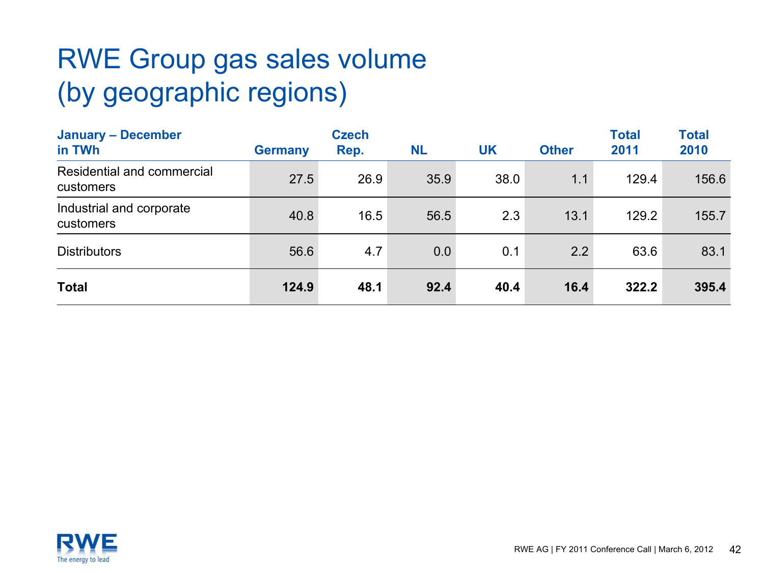# RWE Group gas sales volume (by geographic regions)

| January – December in TWh | Germany | Czech Rep. | NL | UK | Other | Total 2011 | Total 2010 |
|---|---|---|---|---|---|---|---|
| Residential and commercial customers | 27.5 | 26.9 | 35.9 | 38.0 | 1.1 | 129.4 | 156.6 |
| Industrial and corporate customers | 40.8 | 16.5 | 56.5 | 2.3 | 13.1 | 129.2 | 155.7 |
| Distributors | 56.6 | 4.7 | 0.0 | 0.1 | 2.2 | 63.6 | 83.1 |
| **Total** | **124.9** | **48.1** | **92.4** | **40.4** | **16.4** | **322.2** | **395.4** |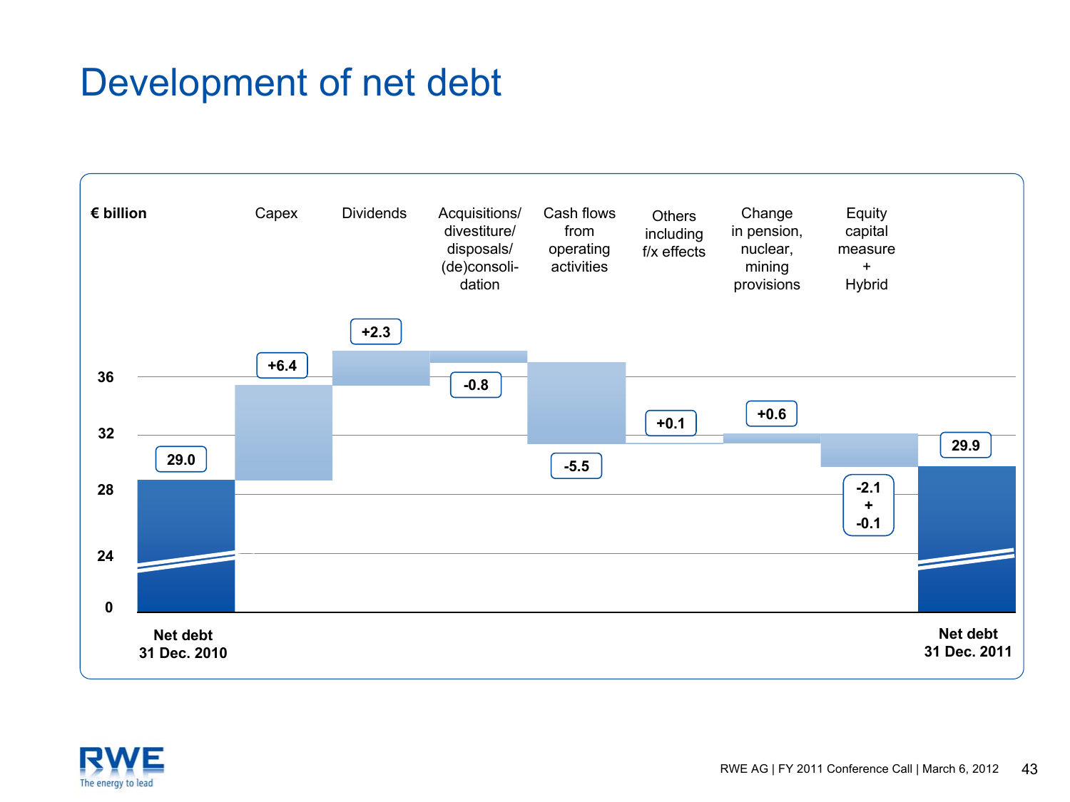# Development of net debt

€ billion

| | Net debt 31 Dec. 2010 | Capex | Dividends | Acquisitions/ divestiture/ disposals/ (de)consoli-dation | Cash flows from operating activities | Others including f/x effects | Change in pension, nuclear, mining provisions | Equity capital measure + Hybrid | Net debt 31 Dec. 2011 |
|---|---|---|---|---|---|---|---|---|---|
| € billion | 29.0 | +6.4 | +2.3 | -0.8 | -5.5 | +0.1 | +0.6 | -2.1 + -0.1 | 29.9 |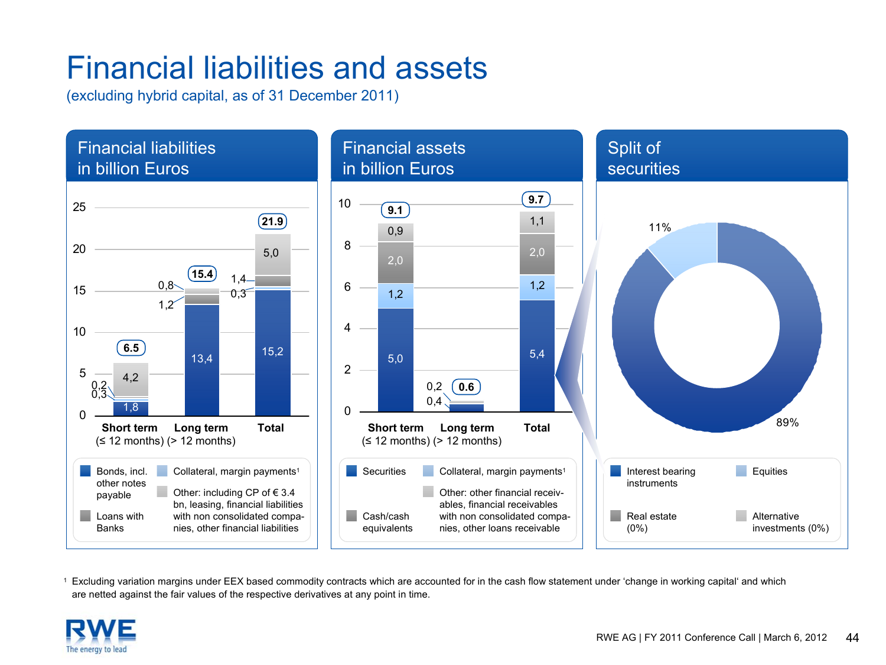# Financial liabilities and assets

(excluding hybrid capital, as of 31 December 2011)

## Financial liabilities in billion Euros

| | Short term (≤ 12 months) | Long term (> 12 months) | Total |
|---|---|---|---|
| Bonds, incl. other notes payable | 1,8 | 13,4 | 15,2 |
| Collateral, margin payments[1] | 0,3 | | 0,3 |
| Loans with Banks | 0,2 | 1,2 | 1,4 |
| Other: including CP of € 3.4 bn, leasing, financial liabilities with non consolidated companies, other financial liabilities | 4,2 | 0,8 | 5,0 |
| **Total** | **6.5** | **15.4** | **21.9** |

## Financial assets in billion Euros

| | Short term (≤ 12 months) | Long term (> 12 months) | Total |
|---|---|---|---|
| Securities | 5,0 | 0,4 | 5,4 |
| Collateral, margin payments[1] | 1,2 | | 1,2 |
| Cash/cash equivalents | 2,0 | | 2,0 |
| Other: other financial receivables, financial receivables with non consolidated companies, other loans receivable | 0,9 | 0,2 | 1,1 |
| **Total** | **9.1** | **0.6** | **9.7** |

## Split of securities

| | Share |
|---|---|
| Interest bearing instruments | 89% |
| Equities | 11% |
| Real estate | (0%) |
| Alternative investments | (0%) |

[1] Excluding variation margins under EEX based commodity contracts which are accounted for in the cash flow statement under 'change in working capital' and which are netted against the fair values of the respective derivatives at any point in time.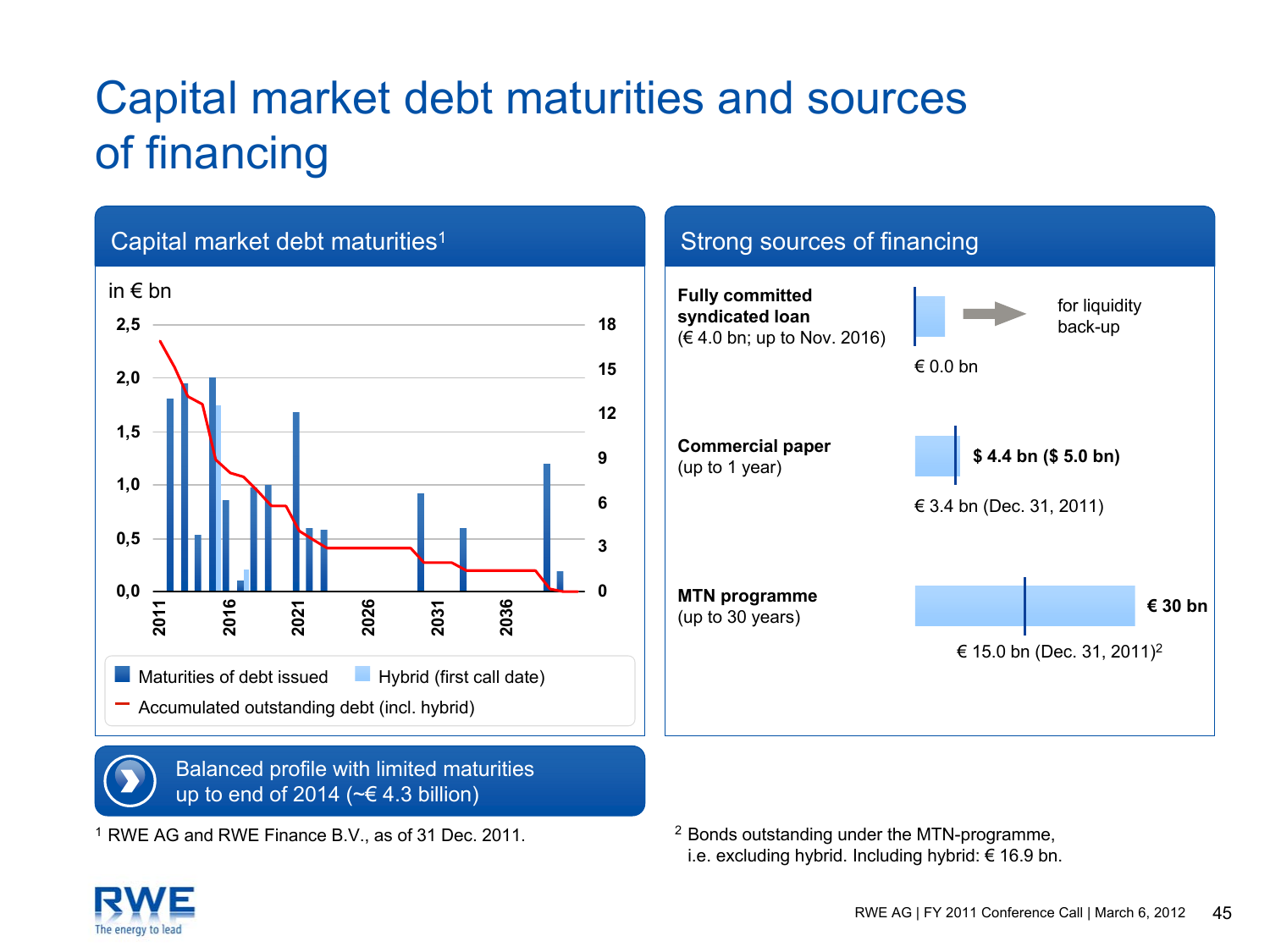# Capital market debt maturities and sources of financing

## Capital market debt maturities[1]

in € bn

Left axis: 0,0 – 0,5 – 1,0 – 1,5 – 2,0 – 2,5
Right axis: 0 – 3 – 6 – 9 – 12 – 15 – 18
X-axis: 2011, 2016, 2021, 2026, 2031, 2036

- Maturities of debt issued
- Hybrid (first call date)
- Accumulated outstanding debt (incl. hybrid)

**Balanced profile with limited maturities up to end of 2014 (~€ 4.3 billion)**

[1] RWE AG and RWE Finance B.V., as of 31 Dec. 2011.

## Strong sources of financing

**Fully committed syndicated loan**
(€ 4.0 bn; up to Nov. 2016)
€ 0.0 bn → for liquidity back-up

**Commercial paper**
(up to 1 year)
**$ 4.4 bn ($ 5.0 bn)**
€ 3.4 bn (Dec. 31, 2011)

**MTN programme**
(up to 30 years)
**€ 30 bn**
€ 15.0 bn (Dec. 31, 2011)[2]

[2] Bonds outstanding under the MTN-programme, i.e. excluding hybrid. Including hybrid: € 16.9 bn.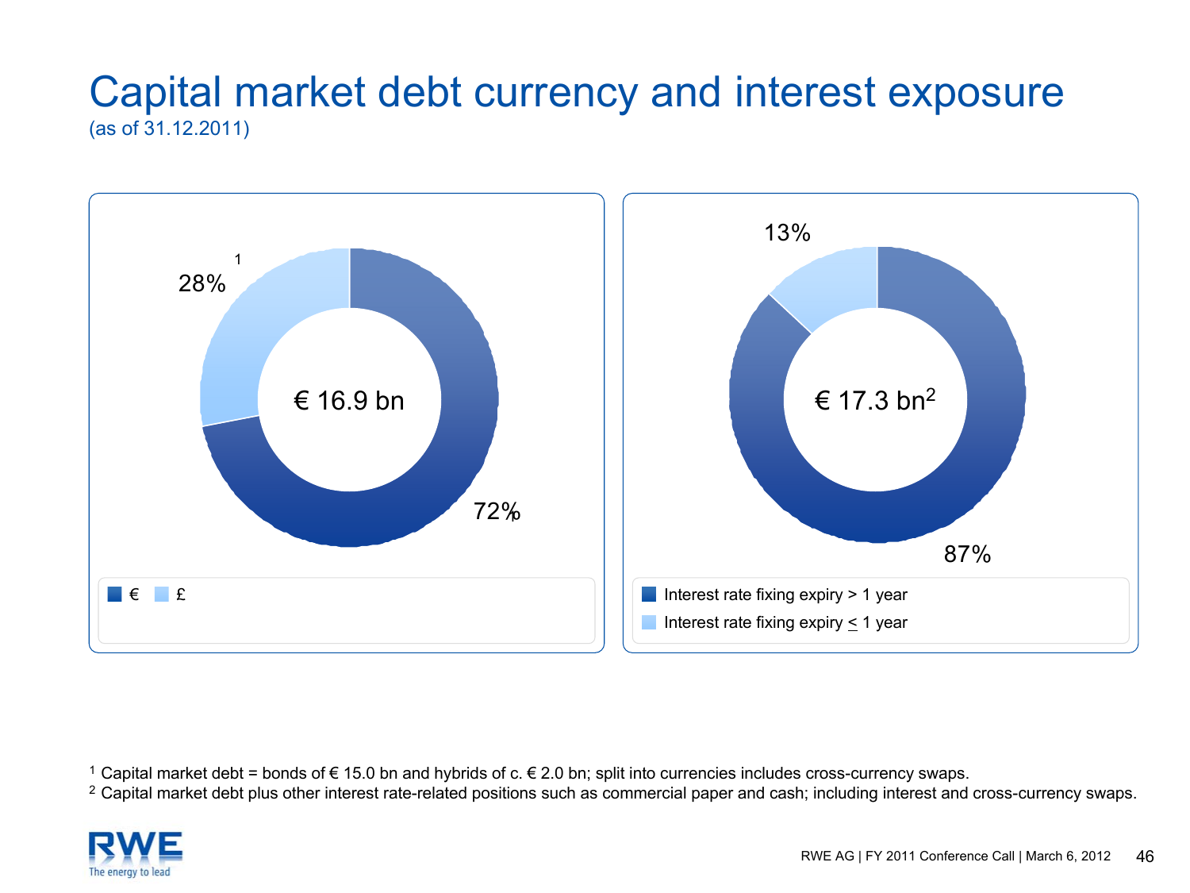# Capital market debt currency and interest exposure

(as of 31.12.2011)

€ 16.9 bn

- € : 72%
- £ : 28%[1]

€ 17.3 bn[2]

- Interest rate fixing expiry > 1 year: 87%
- Interest rate fixing expiry ≤ 1 year: 13%

[1] Capital market debt = bonds of € 15.0 bn and hybrids of c. € 2.0 bn; split into currencies includes cross-currency swaps.

[2] Capital market debt plus other interest rate-related positions such as commercial paper and cash; including interest and cross-currency swaps.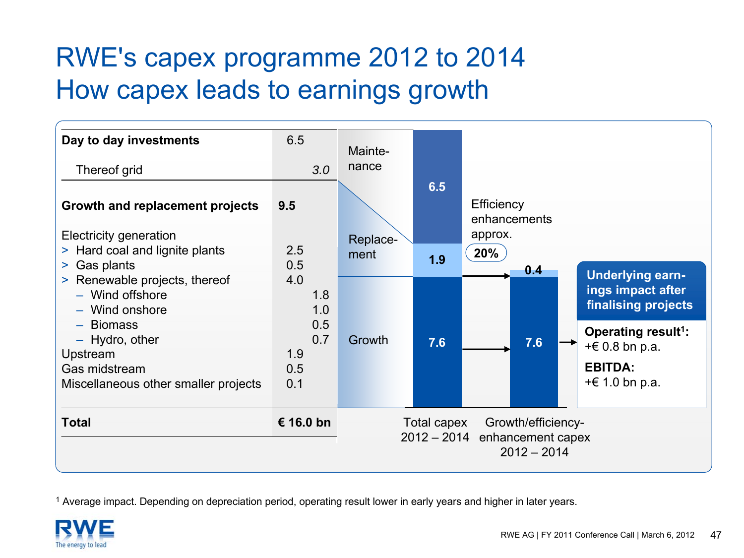# RWE's capex programme 2012 to 2014
## How capex leads to earnings growth

| | | |
|---|---|---|
| **Day to day investments** | 6.5 | |
| Thereof grid | | *3.0* |
| **Growth and replacement projects** | **9.5** | |
| Electricity generation | | |
| > Hard coal and lignite plants | 2.5 | |
| > Gas plants | 0.5 | |
| > Renewable projects, thereof | 4.0 | |
| – Wind offshore | | 1.8 |
| – Wind onshore | | 1.0 |
| – Biomass | | 0.5 |
| – Hydro, other | | 0.7 |
| Upstream | 1.9 | |
| Gas midstream | 0.5 | |
| Miscellaneous other smaller projects | 0.1 | |
| **Total** | **€ 16.0 bn** | |

| | Total capex 2012 – 2014 | Growth/efficiency-enhancement capex 2012 – 2014 |
|---|---|---|
| Maintenance | 6.5 | |
| Replacement | 1.9 | 0.4 |
| Growth | 7.6 | 7.6 |

Efficiency enhancements approx. 20%

**Underlying earnings impact after finalising projects**

**Operating result[1]:** +€ 0.8 bn p.a.

**EBITDA:** +€ 1.0 bn p.a.

[1] Average impact. Depending on depreciation period, operating result lower in early years and higher in later years.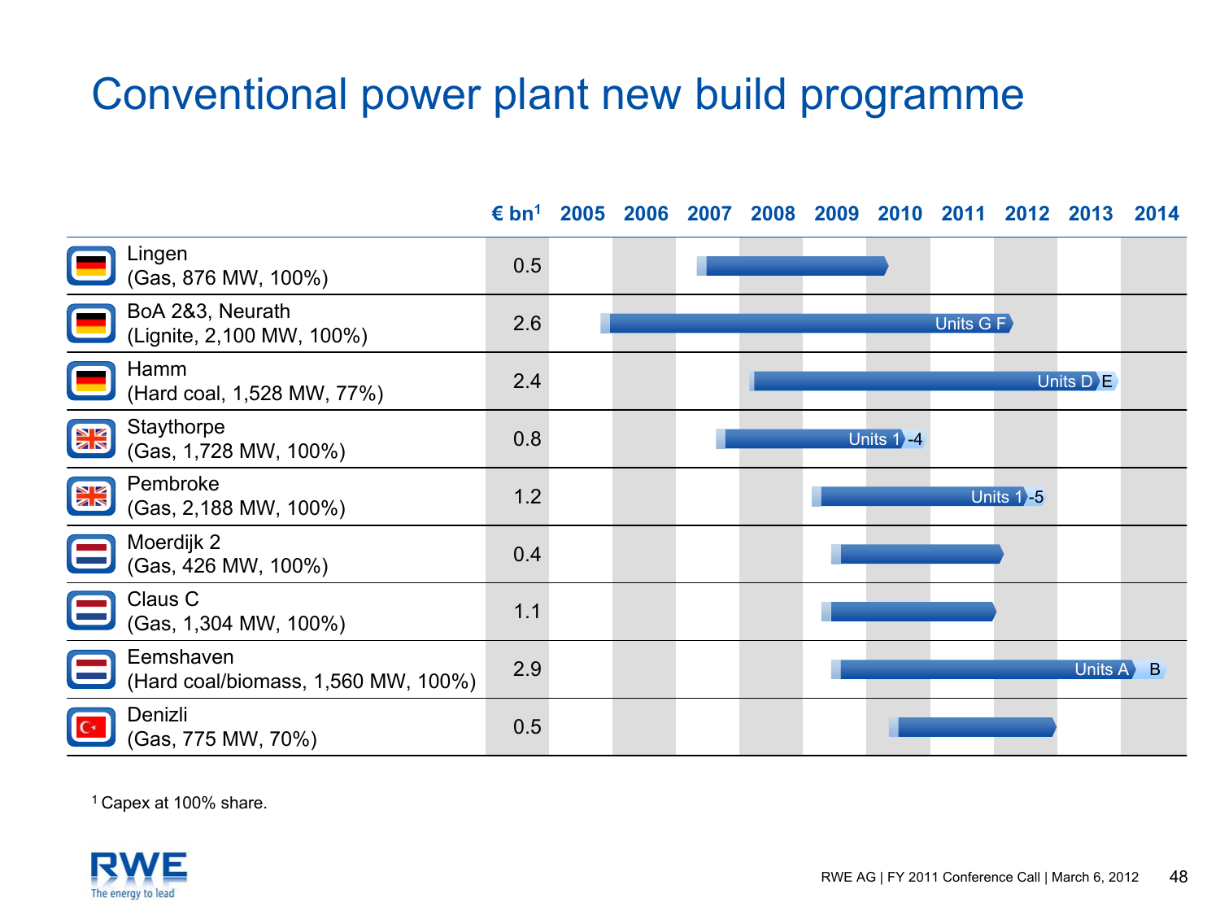# Conventional power plant new build programme

| Plant | € bn[1] | 2005 | 2006 | 2007 | 2008 | 2009 | 2010 | 2011 | 2012 | 2013 | 2014 |
|---|---|---|---|---|---|---|---|---|---|---|---|
| Lingen (Gas, 876 MW, 100%) | 0.5 | | | | | | | | | | |
| BoA 2&3, Neurath (Lignite, 2,100 MW, 100%) | 2.6 | | | | | | | Units G F | | | |
| Hamm (Hard coal, 1,528 MW, 77%) | 2.4 | | | | | | | | Units D E | | |
| Staythorpe (Gas, 1,728 MW, 100%) | 0.8 | | | | | | Units 1-4 | | | | |
| Pembroke (Gas, 2,188 MW, 100%) | 1.2 | | | | | | | Units 1-5 | | | |
| Moerdijk 2 (Gas, 426 MW, 100%) | 0.4 | | | | | | | | | | |
| Claus C (Gas, 1,304 MW, 100%) | 1.1 | | | | | | | | | | |
| Eemshaven (Hard coal/biomass, 1,560 MW, 100%) | 2.9 | | | | | | | | | Units A B | |
| Denizli (Gas, 775 MW, 70%) | 0.5 | | | | | | | | | | |

[1] Capex at 100% share.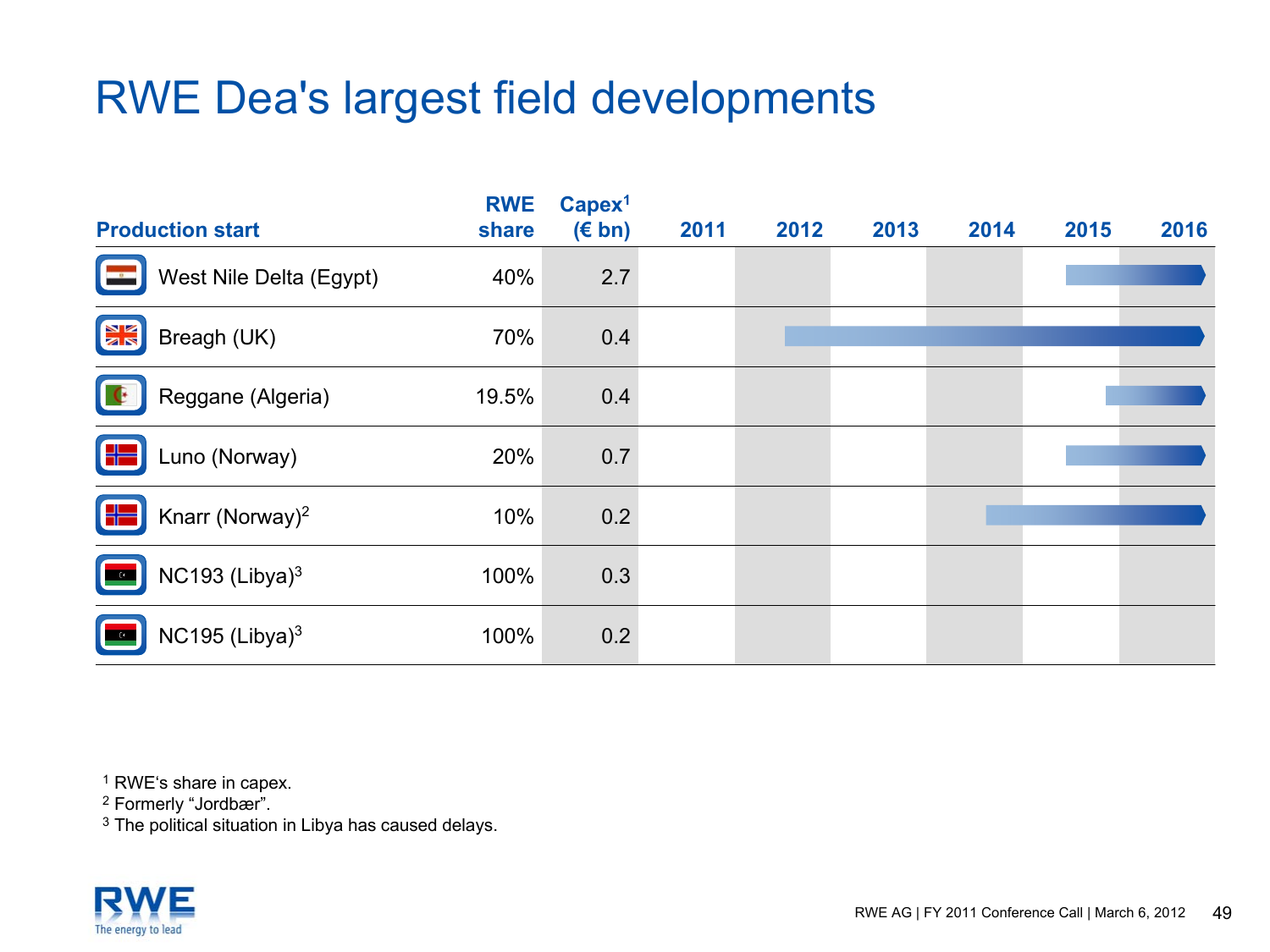# RWE Dea's largest field developments

| Production start | RWE share | Capex[1] (€ bn) | 2011 | 2012 | 2013 | 2014 | 2015 | 2016 |
|---|---|---|---|---|---|---|---|---|
| West Nile Delta (Egypt) | 40% | 2.7 | | | | | → | → |
| Breagh (UK) | 70% | 0.4 | | → | → | → | → | → |
| Reggane (Algeria) | 19.5% | 0.4 | | | | | → | → |
| Luno (Norway) | 20% | 0.7 | | | | | → | → |
| Knarr (Norway)[2] | 10% | 0.2 | | | | → | → | → |
| NC193 (Libya)[3] | 100% | 0.3 | | | | | | |
| NC195 (Libya)[3] | 100% | 0.2 | | | | | | |

[1] RWE's share in capex.
[2] Formerly "Jordbær".
[3] The political situation in Libya has caused delays.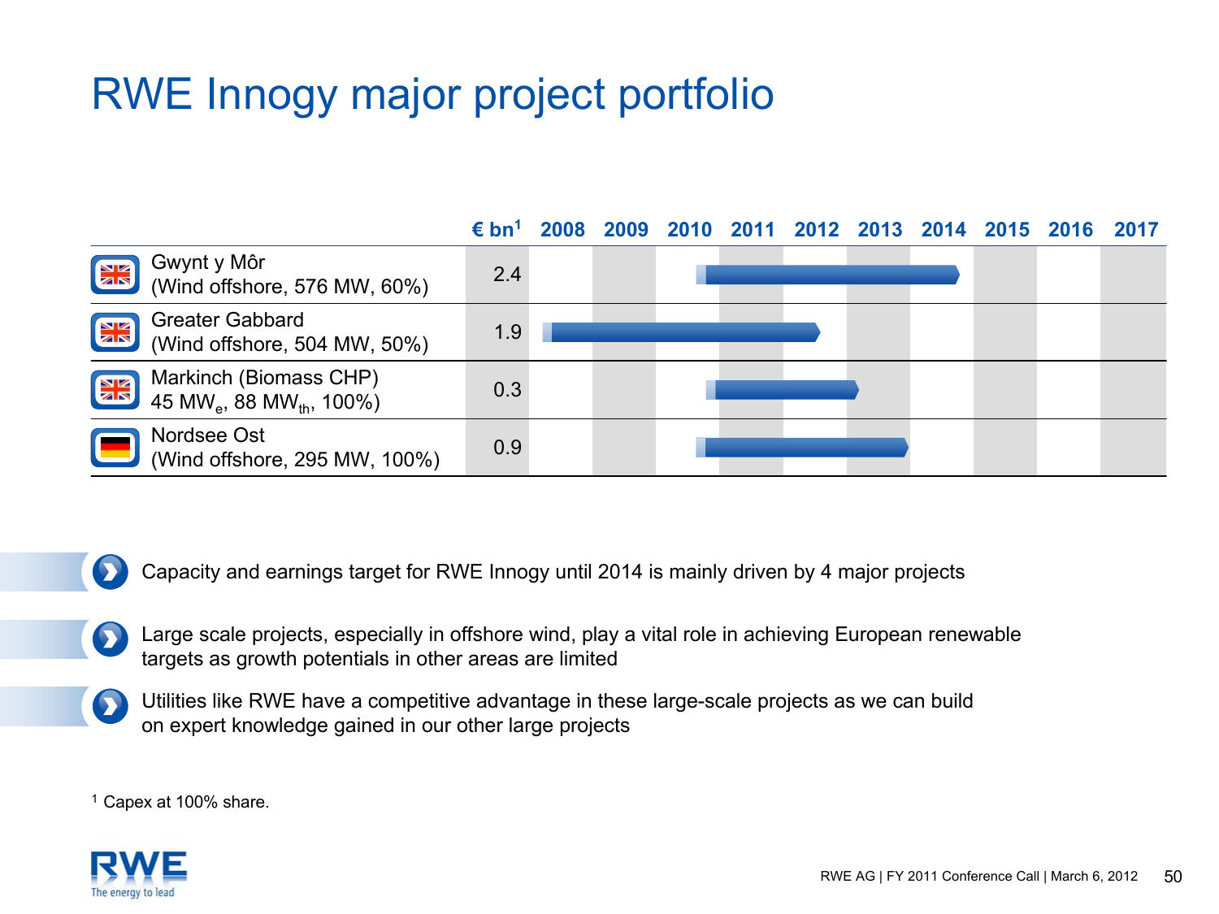# RWE Innogy major project portfolio

| | € bn[1] | 2008 | 2009 | 2010 | 2011 | 2012 | 2013 | 2014 | 2015 | 2016 | 2017 |
|---|---|---|---|---|---|---|---|---|---|---|---|
| Gwynt y Môr (Wind offshore, 576 MW, 60%) | 2.4 | | | | | | | | | | |
| Greater Gabbard (Wind offshore, 504 MW, 50%) | 1.9 | | | | | | | | | | |
| Markinch (Biomass CHP) 45 $MW_e$, 88 $MW_{th}$, 100%) | 0.3 | | | | | | | | | | |
| Nordsee Ost (Wind offshore, 295 MW, 100%) | 0.9 | | | | | | | | | | |

- Capacity and earnings target for RWE Innogy until 2014 is mainly driven by 4 major projects
- Large scale projects, especially in offshore wind, play a vital role in achieving European renewable targets as growth potentials in other areas are limited
- Utilities like RWE have a competitive advantage in these large-scale projects as we can build on expert knowledge gained in our other large projects

[1] Capex at 100% share.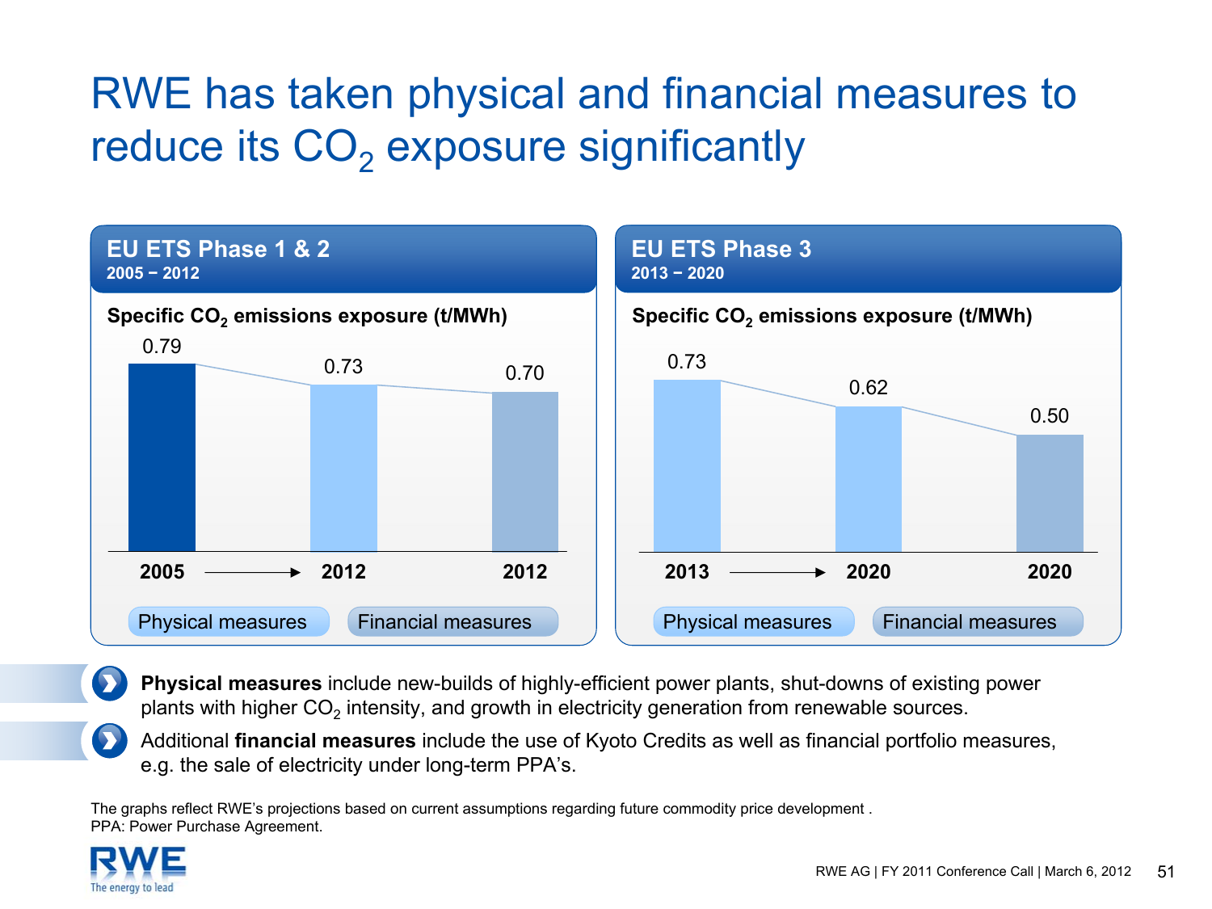# RWE has taken physical and financial measures to reduce its $CO_2$ exposure significantly

## EU ETS Phase 1 & 2
**2005 – 2012**

**Specific $CO_2$ emissions exposure (t/MWh)**

| 2005 | → 2012 | 2012 |
|---|---|---|
| 0.79 | 0.73 | 0.70 |
| | Physical measures | Financial measures |

## EU ETS Phase 3
**2013 – 2020**

**Specific $CO_2$ emissions exposure (t/MWh)**

| 2013 | → 2020 | 2020 |
|---|---|---|
| 0.73 | 0.62 | 0.50 |
| | Physical measures | Financial measures |

- **Physical measures** include new-builds of highly-efficient power plants, shut-downs of existing power plants with higher $CO_2$ intensity, and growth in electricity generation from renewable sources.
- Additional **financial measures** include the use of Kyoto Credits as well as financial portfolio measures, e.g. the sale of electricity under long-term PPA's.

The graphs reflect RWE's projections based on current assumptions regarding future commodity price development .
PPA: Power Purchase Agreement.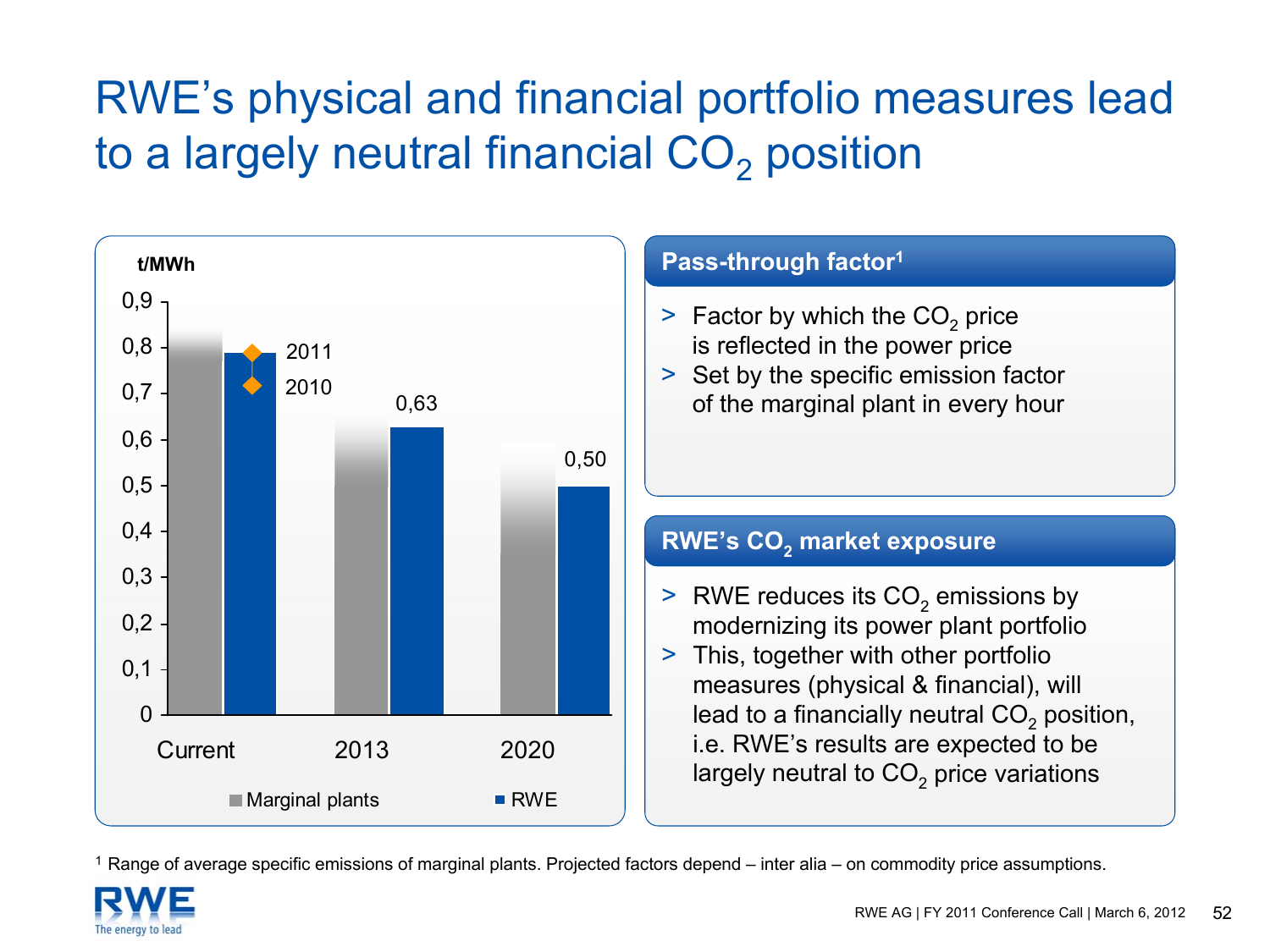# RWE's physical and financial portfolio measures lead to a largely neutral financial $CO_2$ position

t/MWh

| | Marginal plants | RWE |
|---|---|---|
| Current | | 0,79 (2011); 0,72 (2010) |
| 2013 | | 0,63 |
| 2020 | | 0,50 |

## Pass-through factor[1]

- Factor by which the $CO_2$ price is reflected in the power price
- Set by the specific emission factor of the marginal plant in every hour

## RWE's $CO_2$ market exposure

- RWE reduces its $CO_2$ emissions by modernizing its power plant portfolio
- This, together with other portfolio measures (physical & financial), will lead to a financially neutral $CO_2$ position, i.e. RWE's results are expected to be largely neutral to $CO_2$ price variations

[1] Range of average specific emissions of marginal plants. Projected factors depend – inter alia – on commodity price assumptions.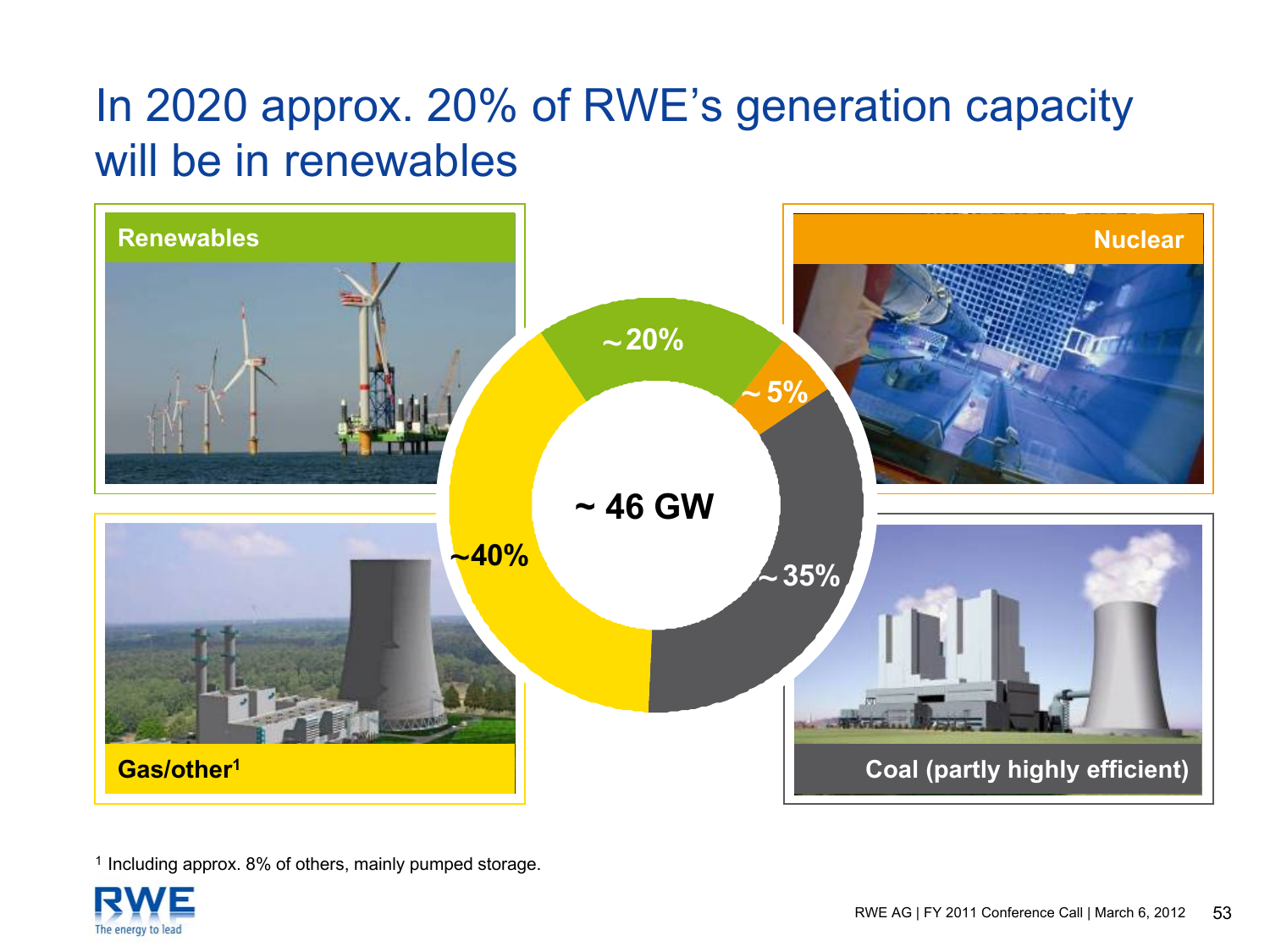# In 2020 approx. 20% of RWE's generation capacity will be in renewables

**Renewables**

**Nuclear**

**Gas/other[1]**

**Coal (partly highly efficient)**

**~ 46 GW**

| Source | Share |
|---|---|
| Renewables | ~20% |
| Nuclear | ~5% |
| Coal (partly highly efficient) | ~35% |
| Gas/other[1] | ~40% |

[1] Including approx. 8% of others, mainly pumped storage.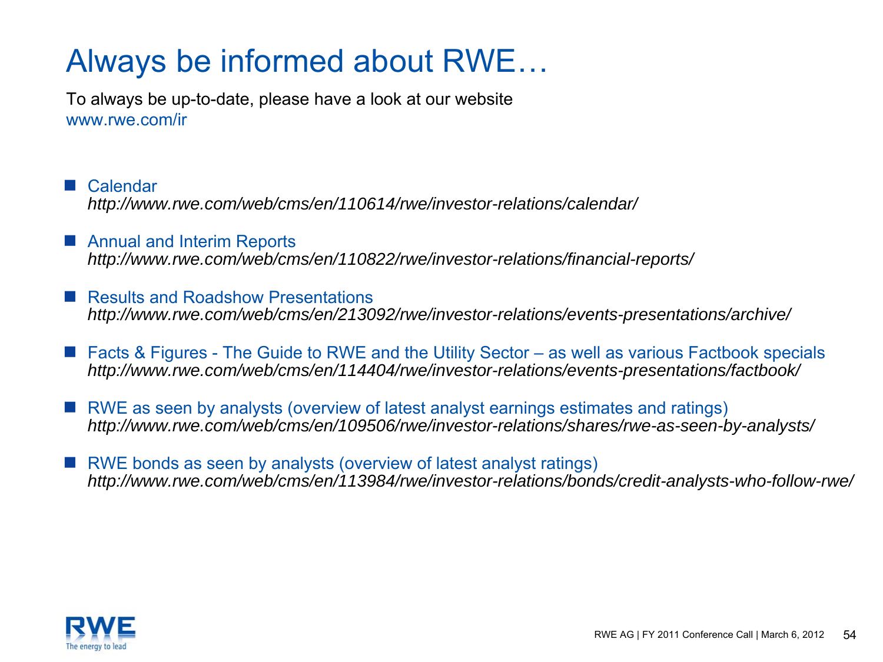# Always be informed about RWE…

To always be up-to-date, please have a look at our website
www.rwe.com/ir

- Calendar
  *http://www.rwe.com/web/cms/en/110614/rwe/investor-relations/calendar/*
- Annual and Interim Reports
  *http://www.rwe.com/web/cms/en/110822/rwe/investor-relations/financial-reports/*
- Results and Roadshow Presentations
  *http://www.rwe.com/web/cms/en/213092/rwe/investor-relations/events-presentations/archive/*
- Facts & Figures - The Guide to RWE and the Utility Sector – as well as various Factbook specials
  *http://www.rwe.com/web/cms/en/114404/rwe/investor-relations/events-presentations/factbook/*
- RWE as seen by analysts (overview of latest analyst earnings estimates and ratings)
  *http://www.rwe.com/web/cms/en/109506/rwe/investor-relations/shares/rwe-as-seen-by-analysts/*
- RWE bonds as seen by analysts (overview of latest analyst ratings)
  *http://www.rwe.com/web/cms/en/113984/rwe/investor-relations/bonds/credit-analysts-who-follow-rwe/*

RWE
The energy to lead